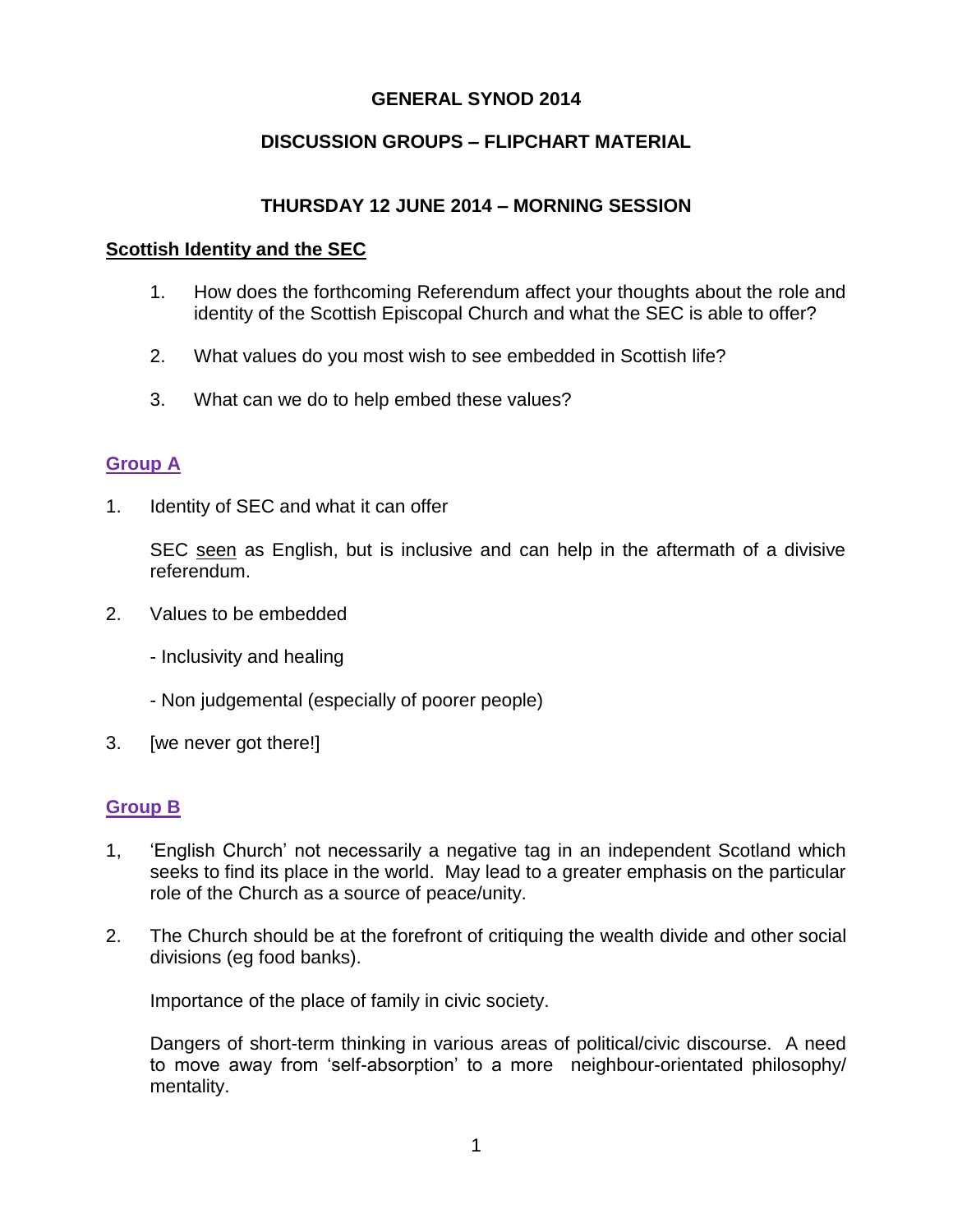**GENERAL SYNOD 2014**

**DISCUSSION GROUPS – FLIPCHART MATERIAL**

**THURSDAY 12 JUNE 2014 – MORNING SESSION**

## Scottish Identity and the SEC

1. How does the forthcoming Referendum affect your thoughts about the role and identity of the Scottish Episcopal Church and what the SEC is able to offer?

2. What values do you most wish to see embedded in Scottish life?

3. What can we do to help embed these values?

### Group A

1. Identity of SEC and what it can offer

   SEC seen as English, but is inclusive and can help in the aftermath of a divisive referendum.

2. Values to be embedded

   - Inclusivity and healing

   - Non judgemental (especially of poorer people)

3. [we never got there!]

### Group B

1, 'English Church' not necessarily a negative tag in an independent Scotland which seeks to find its place in the world. May lead to a greater emphasis on the particular role of the Church as a source of peace/unity.

2. The Church should be at the forefront of critiquing the wealth divide and other social divisions (eg food banks).

   Importance of the place of family in civic society.

   Dangers of short-term thinking in various areas of political/civic discourse. A need to move away from 'self-absorption' to a more neighbour-orientated philosophy/ mentality.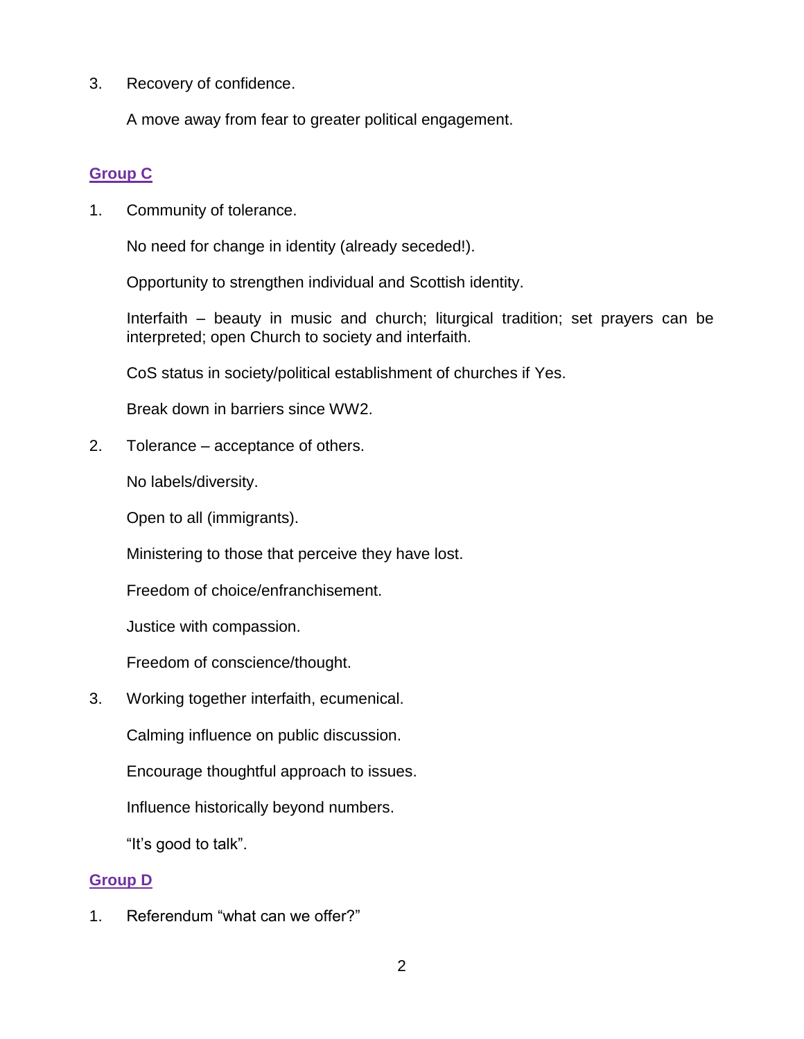3. Recovery of confidence.

   A move away from fear to greater political engagement.

## Group C

1. Community of tolerance.

   No need for change in identity (already seceded!).

   Opportunity to strengthen individual and Scottish identity.

   Interfaith – beauty in music and church; liturgical tradition; set prayers can be interpreted; open Church to society and interfaith.

   CoS status in society/political establishment of churches if Yes.

   Break down in barriers since WW2.

2. Tolerance – acceptance of others.

   No labels/diversity.

   Open to all (immigrants).

   Ministering to those that perceive they have lost.

   Freedom of choice/enfranchisement.

   Justice with compassion.

   Freedom of conscience/thought.

3. Working together interfaith, ecumenical.

   Calming influence on public discussion.

   Encourage thoughtful approach to issues.

   Influence historically beyond numbers.

   "It's good to talk".

## Group D

1. Referendum "what can we offer?"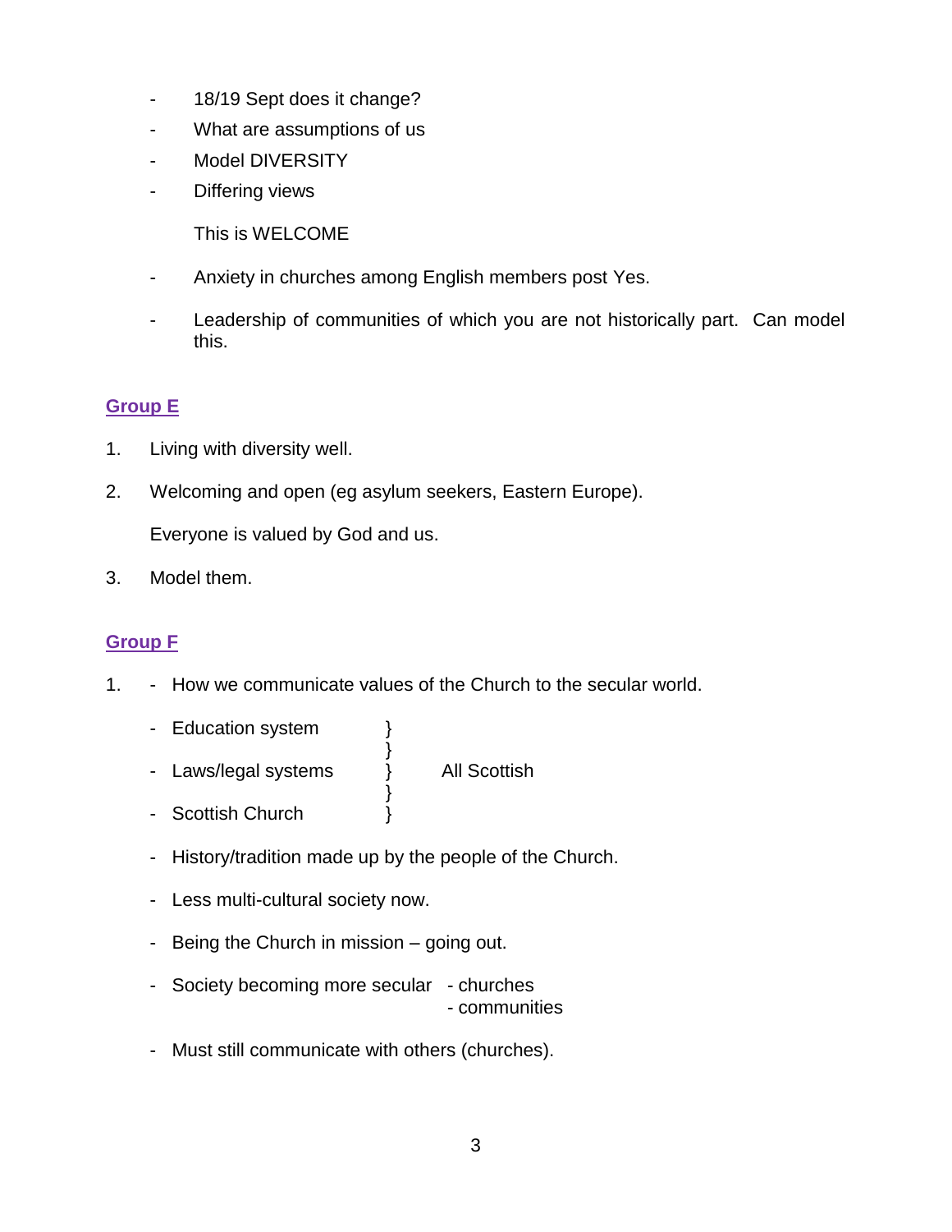- 18/19 Sept does it change?
- What are assumptions of us
- Model DIVERSITY
- Differing views

  This is WELCOME

- Anxiety in churches among English members post Yes.
- Leadership of communities of which you are not historically part. Can model this.

## Group E

1. Living with diversity well.
2. Welcoming and open (eg asylum seekers, Eastern Europe).

   Everyone is valued by God and us.

3. Model them.

## Group F

1. - How we communicate values of the Church to the secular world.
   - Education system } 
   - Laws/legal systems } All Scottish
   - Scottish Church }
   - History/tradition made up by the people of the Church.
   - Less multi-cultural society now.
   - Being the Church in mission – going out.
   - Society becoming more secular - churches
     - communities
   - Must still communicate with others (churches).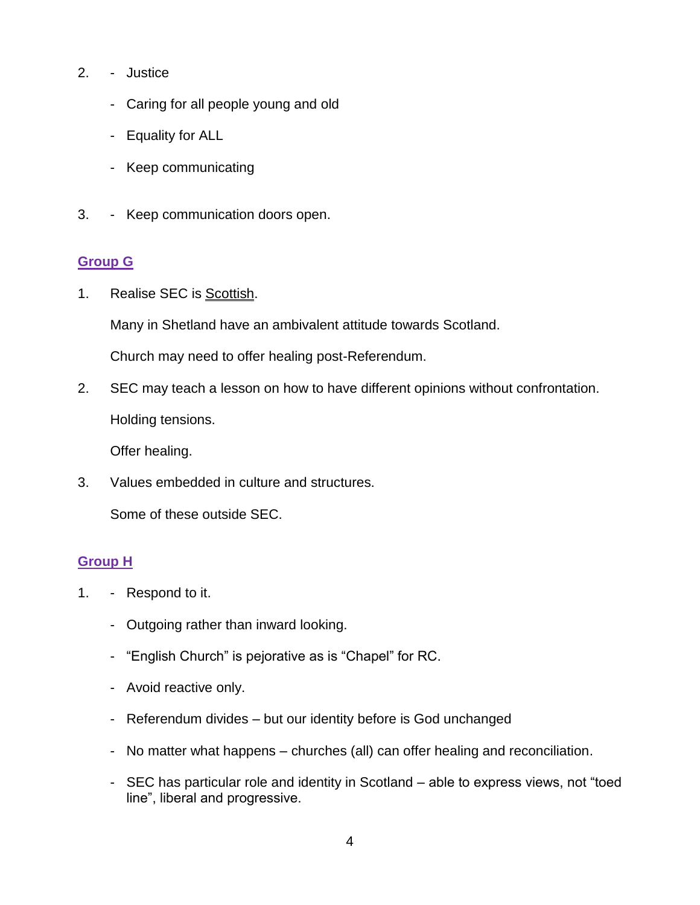2. - Justice
   - Caring for all people young and old
   - Equality for ALL
   - Keep communicating

3. - Keep communication doors open.

### Group G

1. Realise SEC is <u>Scottish</u>.

   Many in Shetland have an ambivalent attitude towards Scotland.

   Church may need to offer healing post-Referendum.

2. SEC may teach a lesson on how to have different opinions without confrontation.

   Holding tensions.

   Offer healing.

3. Values embedded in culture and structures.

   Some of these outside SEC.

### Group H

1. - Respond to it.
   - Outgoing rather than inward looking.
   - "English Church" is pejorative as is "Chapel" for RC.
   - Avoid reactive only.
   - Referendum divides – but our identity before is God unchanged
   - No matter what happens – churches (all) can offer healing and reconciliation.
   - SEC has particular role and identity in Scotland – able to express views, not "toed line", liberal and progressive.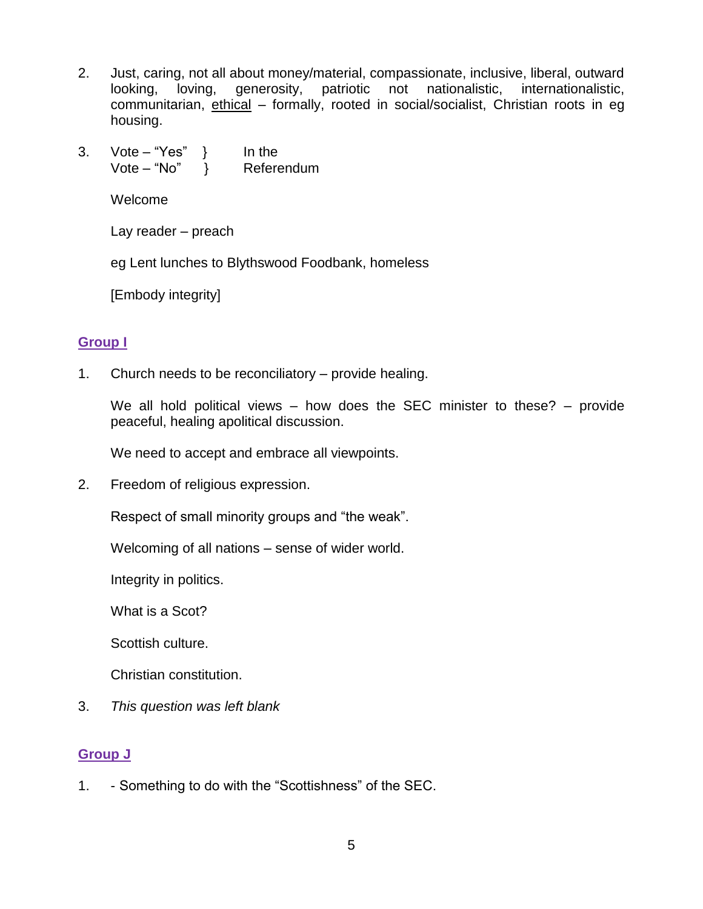2. Just, caring, not all about money/material, compassionate, inclusive, liberal, outward looking, loving, generosity, patriotic not nationalistic, internationalistic, communitarian, <u>ethical</u> – formally, rooted in social/socialist, Christian roots in eg housing.

3. Vote – "Yes" } In the
   Vote – "No" } Referendum

   Welcome

   Lay reader – preach

   eg Lent lunches to Blythswood Foodbank, homeless

   [Embody integrity]

## Group I

1. Church needs to be reconciliatory – provide healing.

   We all hold political views – how does the SEC minister to these? – provide peaceful, healing apolitical discussion.

   We need to accept and embrace all viewpoints.

2. Freedom of religious expression.

   Respect of small minority groups and "the weak".

   Welcoming of all nations – sense of wider world.

   Integrity in politics.

   What is a Scot?

   Scottish culture.

   Christian constitution.

3. *This question was left blank*

## Group J

1. - Something to do with the "Scottishness" of the SEC.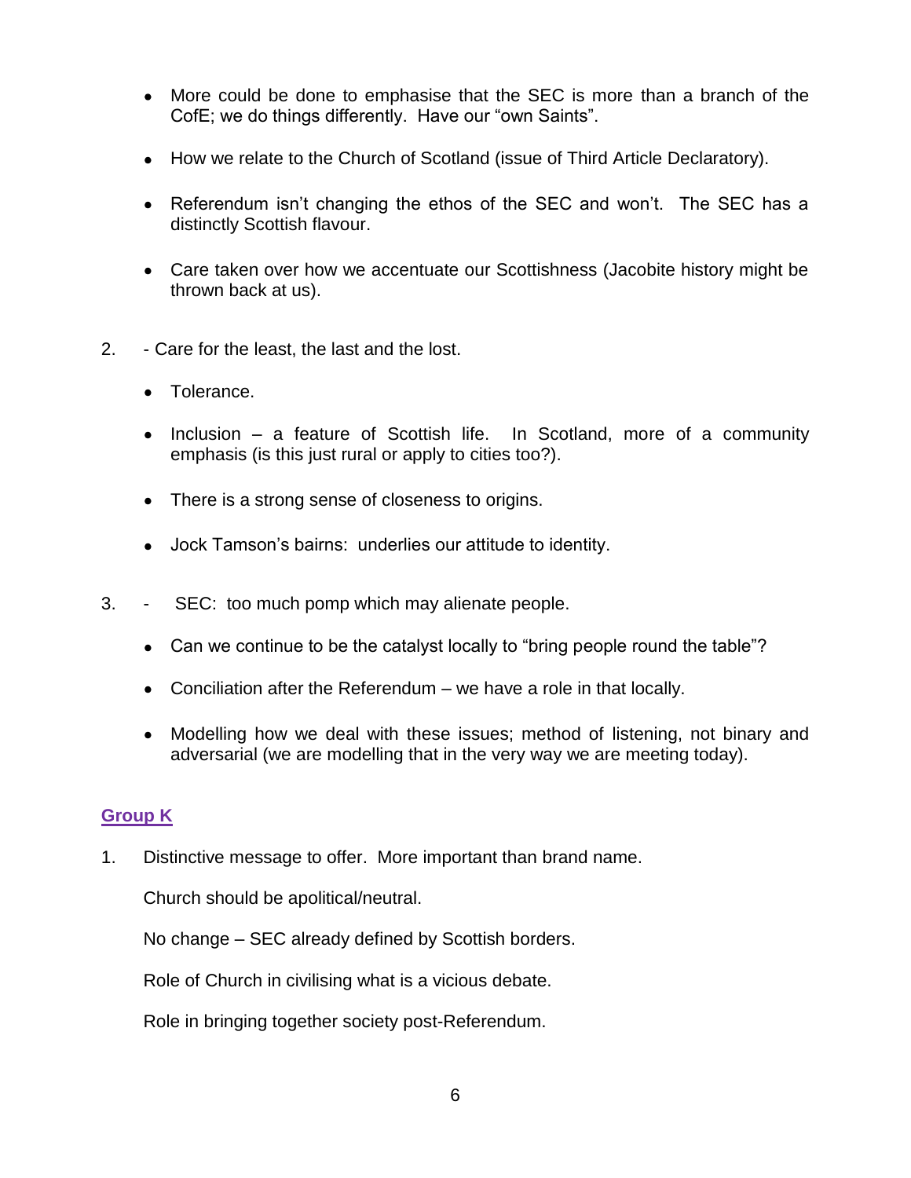- More could be done to emphasise that the SEC is more than a branch of the CofE; we do things differently. Have our "own Saints".

- How we relate to the Church of Scotland (issue of Third Article Declaratory).

- Referendum isn't changing the ethos of the SEC and won't. The SEC has a distinctly Scottish flavour.

- Care taken over how we accentuate our Scottishness (Jacobite history might be thrown back at us).

2. - Care for the least, the last and the lost.

   - Tolerance.

   - Inclusion – a feature of Scottish life. In Scotland, more of a community emphasis (is this just rural or apply to cities too?).

   - There is a strong sense of closeness to origins.

   - Jock Tamson's bairns: underlies our attitude to identity.

3. - SEC: too much pomp which may alienate people.

   - Can we continue to be the catalyst locally to "bring people round the table"?

   - Conciliation after the Referendum – we have a role in that locally.

   - Modelling how we deal with these issues; method of listening, not binary and adversarial (we are modelling that in the very way we are meeting today).

## Group K

1. Distinctive message to offer. More important than brand name.

   Church should be apolitical/neutral.

   No change – SEC already defined by Scottish borders.

   Role of Church in civilising what is a vicious debate.

   Role in bringing together society post-Referendum.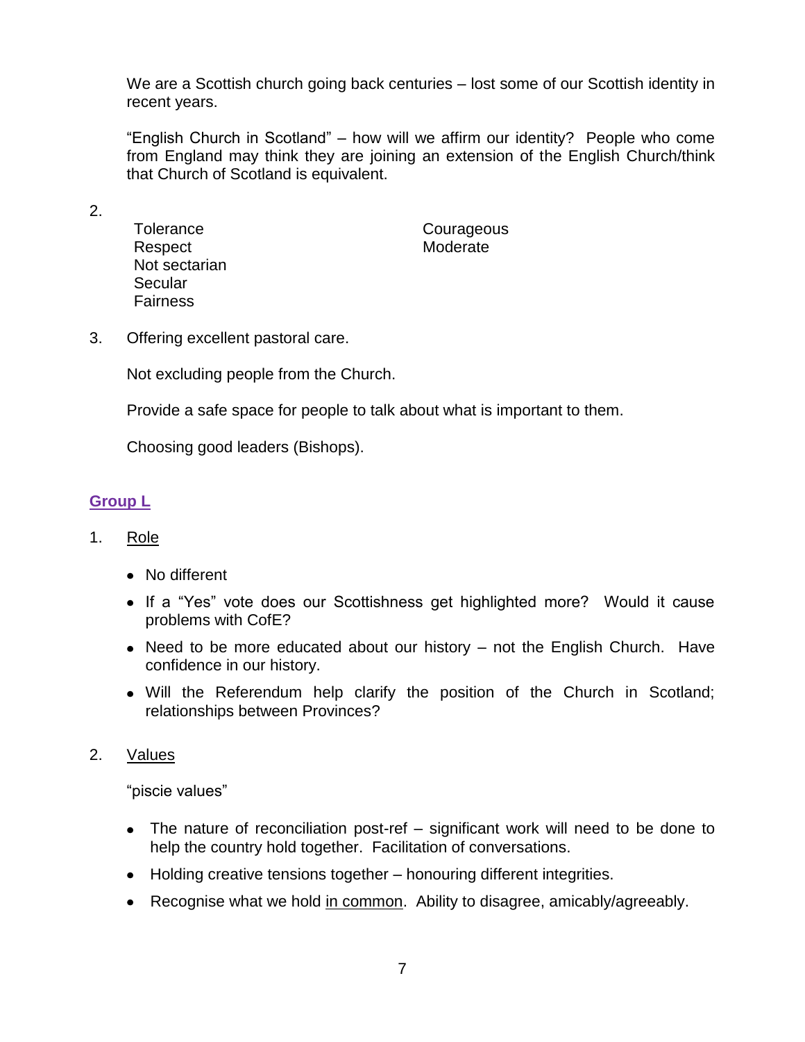We are a Scottish church going back centuries – lost some of our Scottish identity in recent years.

"English Church in Scotland" – how will we affirm our identity? People who come from England may think they are joining an extension of the English Church/think that Church of Scotland is equivalent.

2.

- Tolerance
- Respect
- Not sectarian
- Secular
- Fairness
- Courageous
- Moderate

3. Offering excellent pastoral care.

   Not excluding people from the Church.

   Provide a safe space for people to talk about what is important to them.

   Choosing good leaders (Bishops).

## Group L

1. Role

   - No different
   - If a "Yes" vote does our Scottishness get highlighted more? Would it cause problems with CofE?
   - Need to be more educated about our history – not the English Church. Have confidence in our history.
   - Will the Referendum help clarify the position of the Church in Scotland; relationships between Provinces?

2. Values

   "piscie values"

   - The nature of reconciliation post-ref – significant work will need to be done to help the country hold together. Facilitation of conversations.
   - Holding creative tensions together – honouring different integrities.
   - Recognise what we hold in common. Ability to disagree, amicably/agreeably.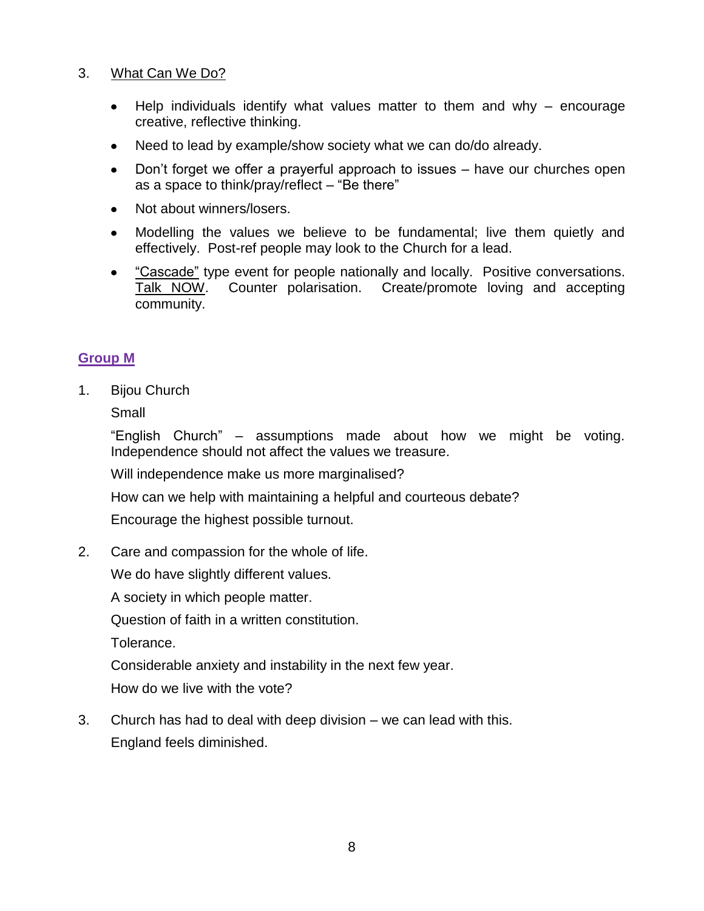3. <u>What Can We Do?</u>

- Help individuals identify what values matter to them and why – encourage creative, reflective thinking.
- Need to lead by example/show society what we can do/do already.
- Don't forget we offer a prayerful approach to issues – have our churches open as a space to think/pray/reflect – "Be there"
- Not about winners/losers.
- Modelling the values we believe to be fundamental; live them quietly and effectively. Post-ref people may look to the Church for a lead.
- <u>"Cascade"</u> type event for people nationally and locally. Positive conversations. <u>Talk NOW</u>. Counter polarisation. Create/promote loving and accepting community.

## Group M

1. Bijou Church

   Small

   "English Church" – assumptions made about how we might be voting. Independence should not affect the values we treasure.

   Will independence make us more marginalised?

   How can we help with maintaining a helpful and courteous debate?

   Encourage the highest possible turnout.

2. Care and compassion for the whole of life.

   We do have slightly different values.

   A society in which people matter.

   Question of faith in a written constitution.

   Tolerance.

   Considerable anxiety and instability in the next few year.

   How do we live with the vote?

3. Church has had to deal with deep division – we can lead with this.

   England feels diminished.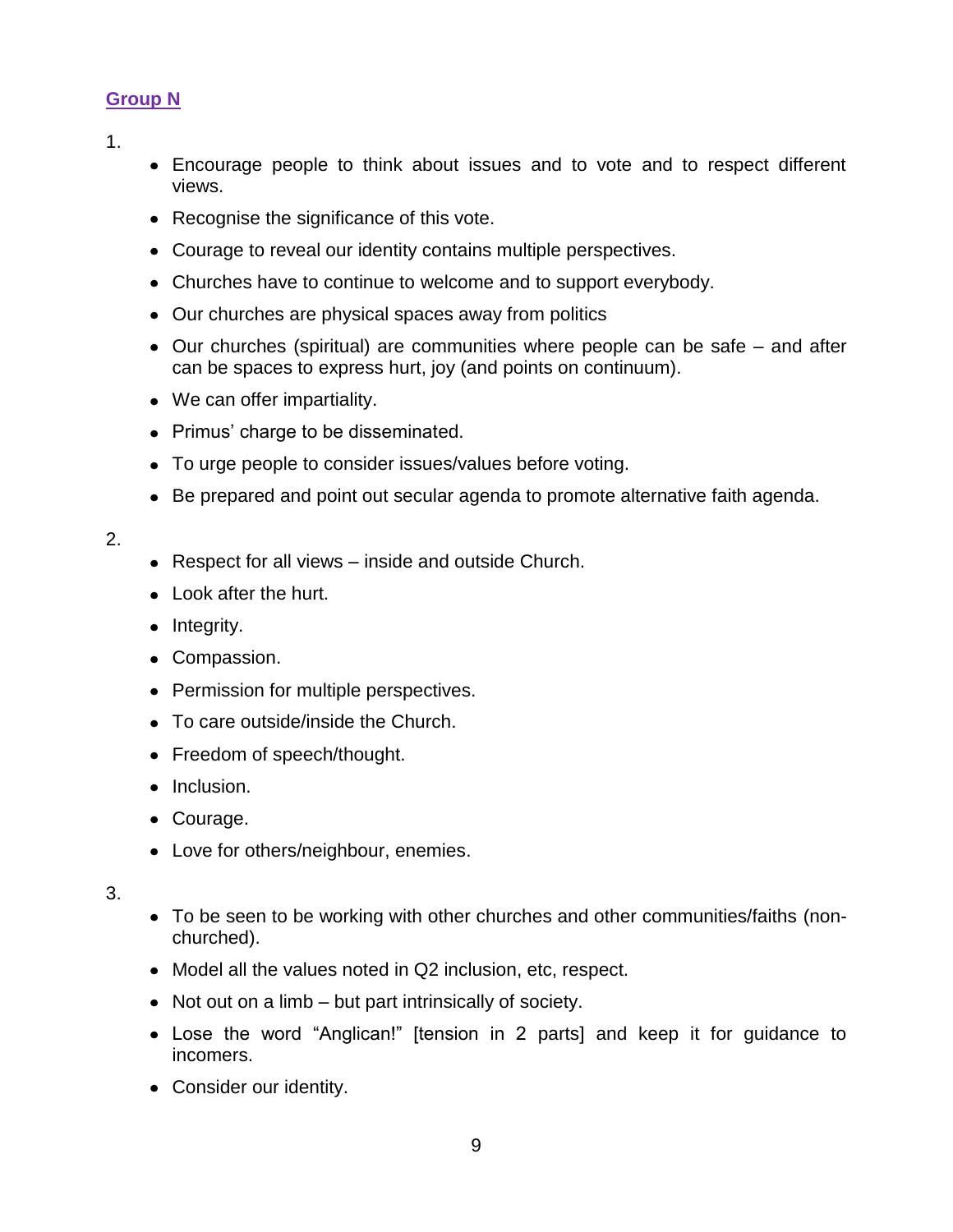## Group N

1.

- Encourage people to think about issues and to vote and to respect different views.
- Recognise the significance of this vote.
- Courage to reveal our identity contains multiple perspectives.
- Churches have to continue to welcome and to support everybody.
- Our churches are physical spaces away from politics
- Our churches (spiritual) are communities where people can be safe – and after can be spaces to express hurt, joy (and points on continuum).
- We can offer impartiality.
- Primus' charge to be disseminated.
- To urge people to consider issues/values before voting.
- Be prepared and point out secular agenda to promote alternative faith agenda.

2.

- Respect for all views – inside and outside Church.
- Look after the hurt.
- Integrity.
- Compassion.
- Permission for multiple perspectives.
- To care outside/inside the Church.
- Freedom of speech/thought.
- Inclusion.
- Courage.
- Love for others/neighbour, enemies.

3.

- To be seen to be working with other churches and other communities/faiths (non-churched).
- Model all the values noted in Q2 inclusion, etc, respect.
- Not out on a limb – but part intrinsically of society.
- Lose the word "Anglican!" [tension in 2 parts] and keep it for guidance to incomers.
- Consider our identity.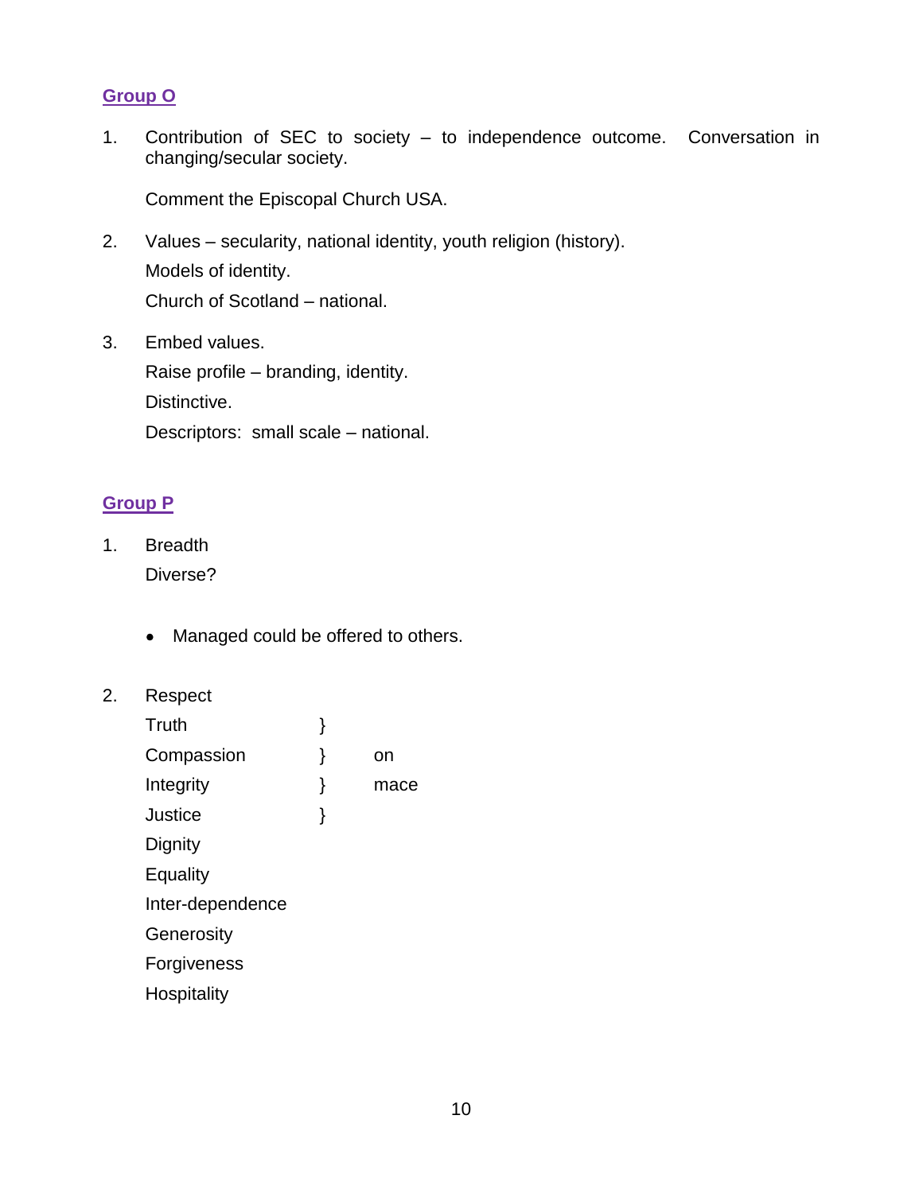## Group O

1. Contribution of SEC to society – to independence outcome. Conversation in changing/secular society.

   Comment the Episcopal Church USA.

2. Values – secularity, national identity, youth religion (history).

   Models of identity.

   Church of Scotland – national.

3. Embed values.

   Raise profile – branding, identity.

   Distinctive.

   Descriptors: small scale – national.

## Group P

1. Breadth

   Diverse?

   - Managed could be offered to others.

2. Respect

   Truth }
   Compassion } on
   Integrity } mace
   Justice }
   Dignity
   Equality
   Inter-dependence
   Generosity
   Forgiveness
   Hospitality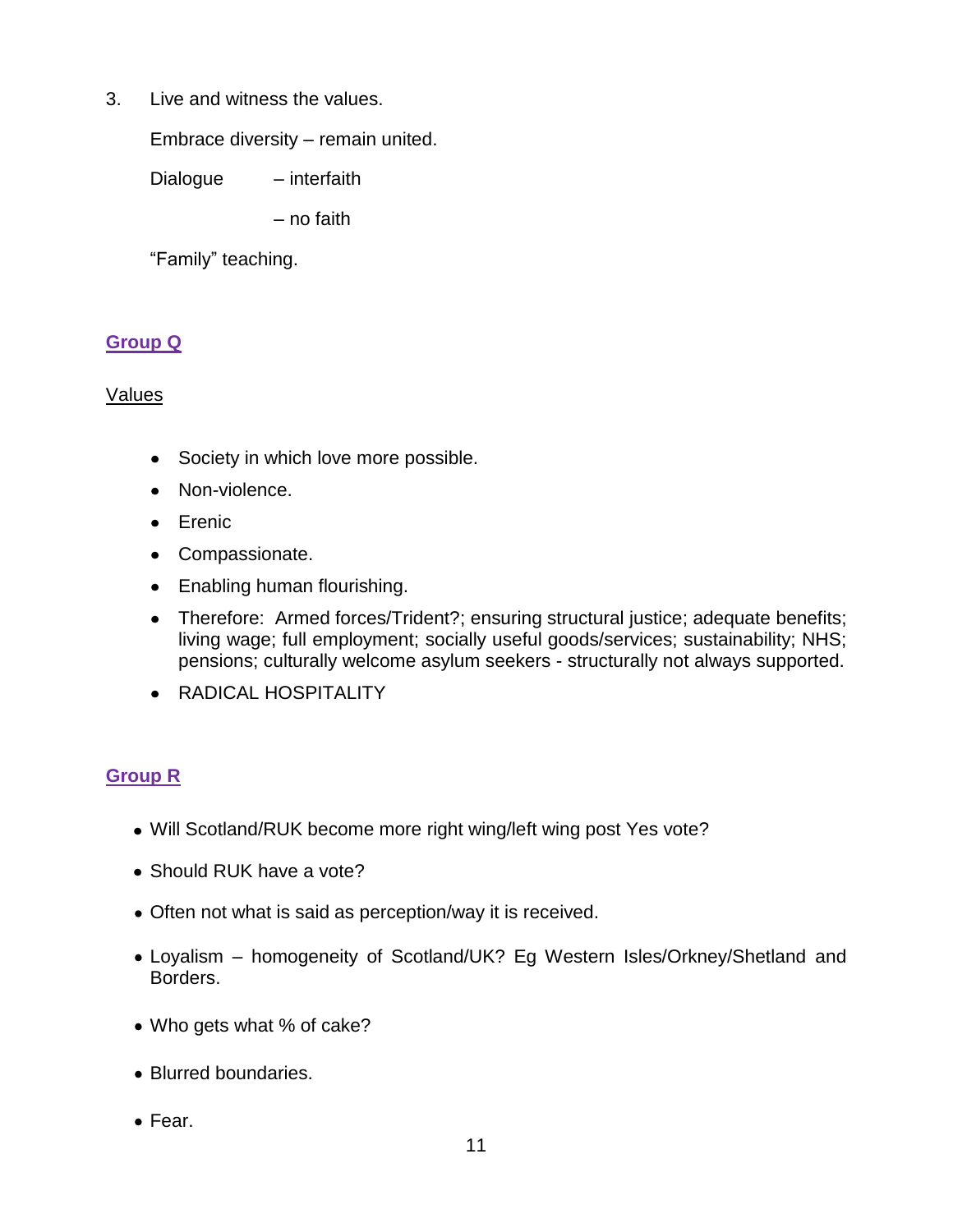3. Live and witness the values.

   Embrace diversity – remain united.

   Dialogue – interfaith

   – no faith

   "Family" teaching.

## Group Q

Values

- Society in which love more possible.
- Non-violence.
- Erenic
- Compassionate.
- Enabling human flourishing.
- Therefore: Armed forces/Trident?; ensuring structural justice; adequate benefits; living wage; full employment; socially useful goods/services; sustainability; NHS; pensions; culturally welcome asylum seekers - structurally not always supported.
- RADICAL HOSPITALITY

## Group R

- Will Scotland/RUK become more right wing/left wing post Yes vote?
- Should RUK have a vote?
- Often not what is said as perception/way it is received.
- Loyalism – homogeneity of Scotland/UK? Eg Western Isles/Orkney/Shetland and Borders.
- Who gets what % of cake?
- Blurred boundaries.
- Fear.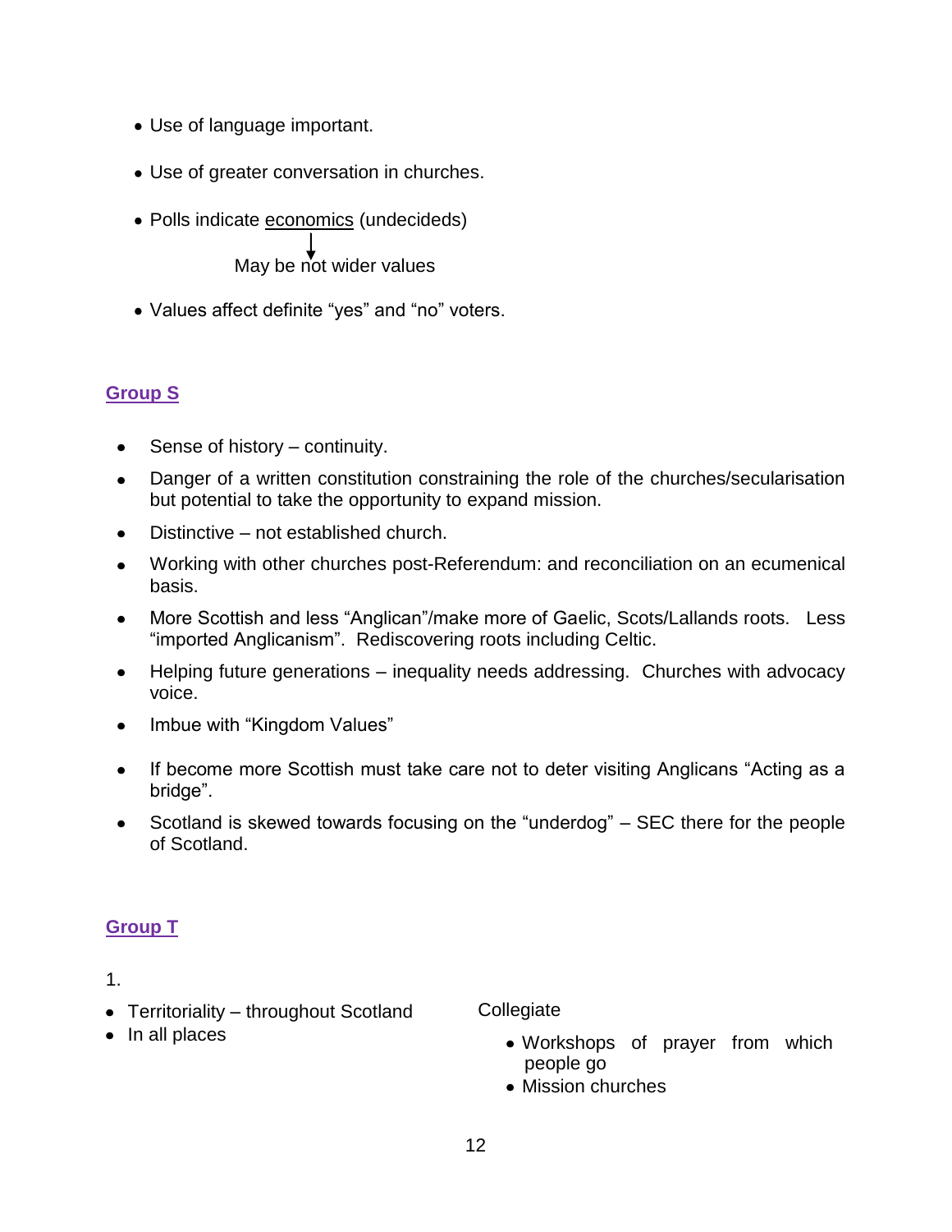- Use of language important.
- Use of greater conversation in churches.
- Polls indicate economics (undecideds)

  ↓ May be not wider values

- Values affect definite "yes" and "no" voters.

## Group S

- Sense of history – continuity.
- Danger of a written constitution constraining the role of the churches/secularisation but potential to take the opportunity to expand mission.
- Distinctive – not established church.
- Working with other churches post-Referendum: and reconciliation on an ecumenical basis.
- More Scottish and less "Anglican"/make more of Gaelic, Scots/Lallands roots. Less "imported Anglicanism". Rediscovering roots including Celtic.
- Helping future generations – inequality needs addressing. Churches with advocacy voice.
- Imbue with "Kingdom Values"
- If become more Scottish must take care not to deter visiting Anglicans "Acting as a bridge".
- Scotland is skewed towards focusing on the "underdog" – SEC there for the people of Scotland.

## Group T

1.

- Territoriality – throughout Scotland
- In all places

Collegiate

- Workshops of prayer from which people go
- Mission churches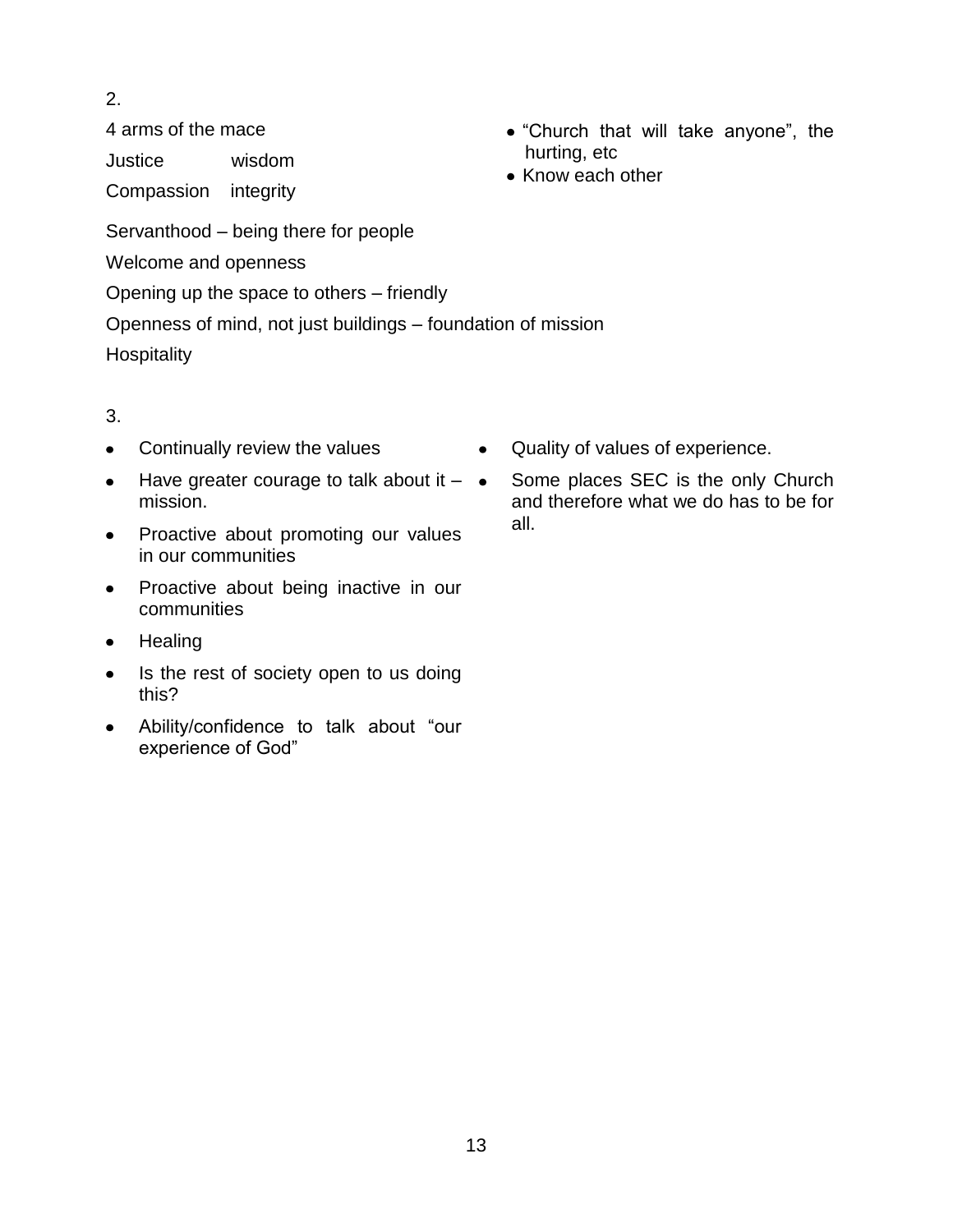2.

4 arms of the mace

Justice wisdom

Compassion integrity

- “Church that will take anyone”, the hurting, etc
- Know each other

Servanthood – being there for people

Welcome and openness

Opening up the space to others – friendly

Openness of mind, not just buildings – foundation of mission

Hospitality

3.

- Continually review the values
- Have greater courage to talk about it – mission.
- Proactive about promoting our values in our communities
- Proactive about being inactive in our communities
- Healing
- Is the rest of society open to us doing this?
- Ability/confidence to talk about “our experience of God”
- Quality of values of experience.
- Some places SEC is the only Church and therefore what we do has to be for all.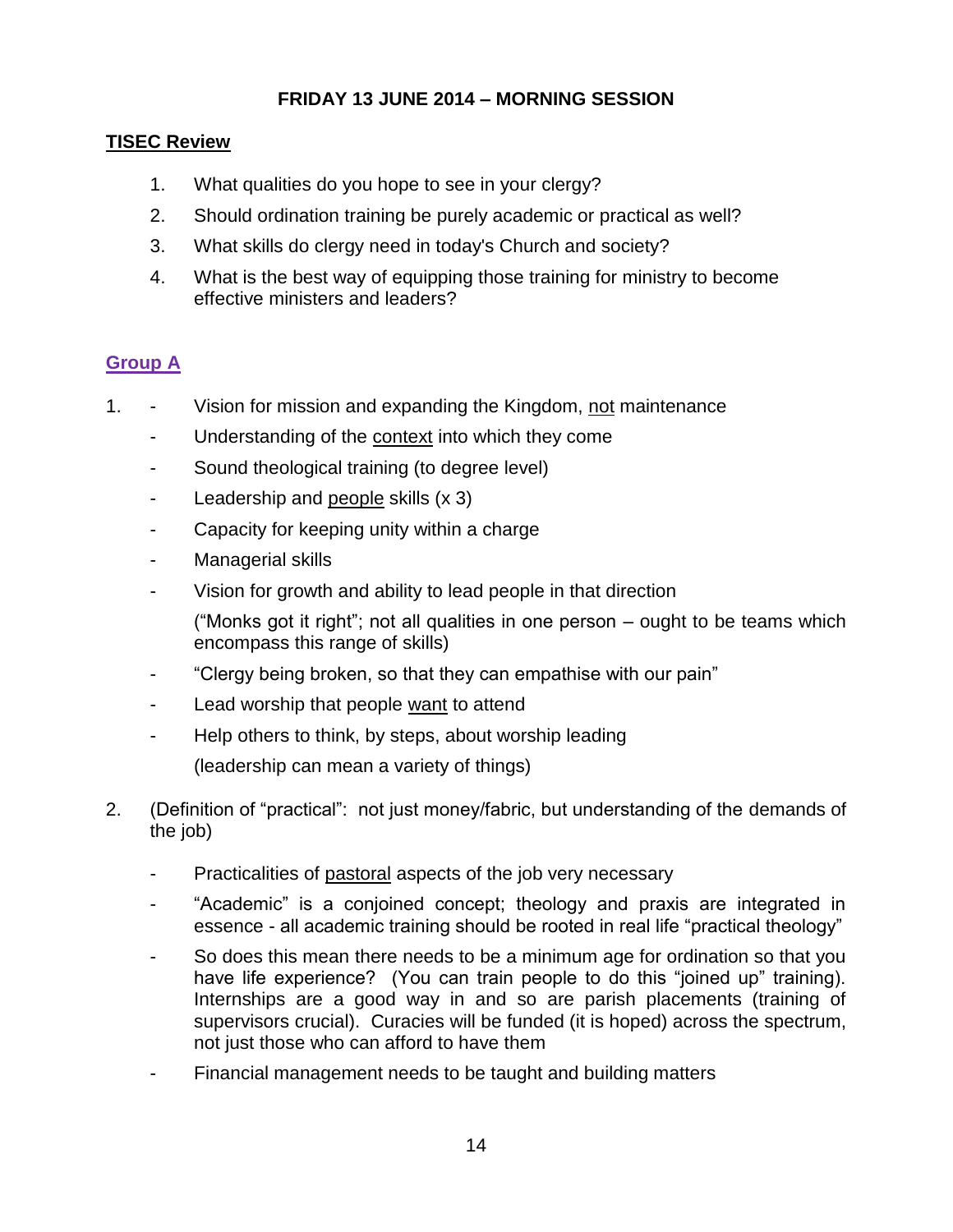**FRIDAY 13 JUNE 2014 – MORNING SESSION**

## TISEC Review

1. What qualities do you hope to see in your clergy?
2. Should ordination training be purely academic or practical as well?
3. What skills do clergy need in today's Church and society?
4. What is the best way of equipping those training for ministry to become effective ministers and leaders?

### Group A

1.
   - Vision for mission and expanding the Kingdom, <u>not</u> maintenance
   - Understanding of the <u>context</u> into which they come
   - Sound theological training (to degree level)
   - Leadership and <u>people</u> skills (x 3)
   - Capacity for keeping unity within a charge
   - Managerial skills
   - Vision for growth and ability to lead people in that direction

     ("Monks got it right"; not all qualities in one person – ought to be teams which encompass this range of skills)
   - "Clergy being broken, so that they can empathise with our pain"
   - Lead worship that people <u>want</u> to attend
   - Help others to think, by steps, about worship leading

     (leadership can mean a variety of things)

2. (Definition of "practical": not just money/fabric, but understanding of the demands of the job)

   - Practicalities of <u>pastoral</u> aspects of the job very necessary
   - "Academic" is a conjoined concept; theology and praxis are integrated in essence - all academic training should be rooted in real life "practical theology"
   - So does this mean there needs to be a minimum age for ordination so that you have life experience? (You can train people to do this "joined up" training). Internships are a good way in and so are parish placements (training of supervisors crucial). Curacies will be funded (it is hoped) across the spectrum, not just those who can afford to have them
   - Financial management needs to be taught and building matters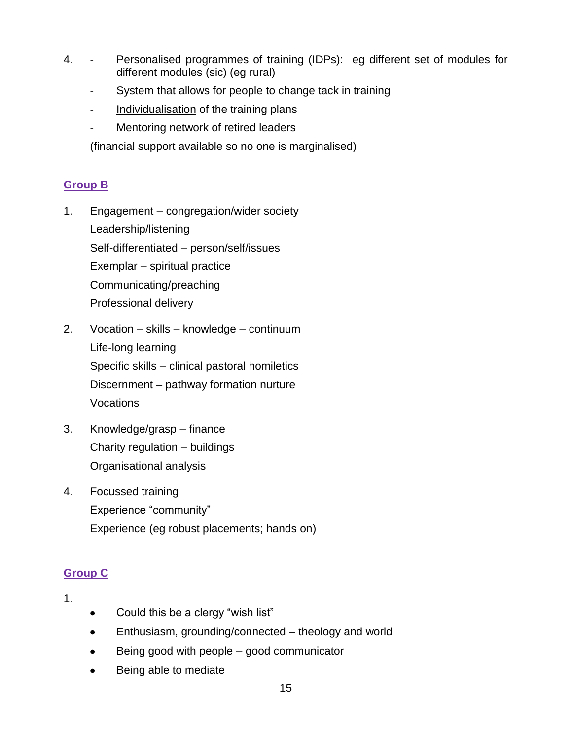4. - Personalised programmes of training (IDPs): eg different set of modules for different modules (sic) (eg rural)
   - System that allows for people to change tack in training
   - <u>Individualisation</u> of the training plans
   - Mentoring network of retired leaders

   (financial support available so no one is marginalised)

## Group B

1. Engagement – congregation/wider society
   Leadership/listening
   Self-differentiated – person/self/issues
   Exemplar – spiritual practice
   Communicating/preaching
   Professional delivery

2. Vocation – skills – knowledge – continuum
   Life-long learning
   Specific skills – clinical pastoral homiletics
   Discernment – pathway formation nurture
   Vocations

3. Knowledge/grasp – finance
   Charity regulation – buildings
   Organisational analysis

4. Focussed training
   Experience "community"
   Experience (eg robust placements; hands on)

## Group C

1.
   - Could this be a clergy "wish list"
   - Enthusiasm, grounding/connected – theology and world
   - Being good with people – good communicator
   - Being able to mediate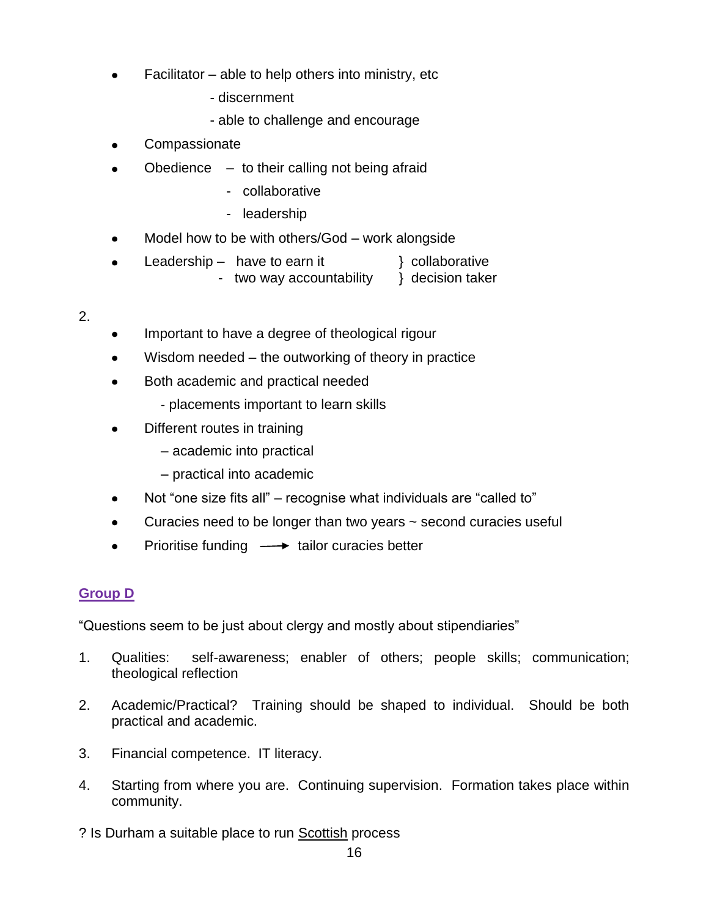- Facilitator – able to help others into ministry, etc
  - discernment
  - able to challenge and encourage
- Compassionate
- Obedience – to their calling not being afraid
  - collaborative
  - leadership
- Model how to be with others/God – work alongside
- Leadership – have to earn it } collaborative
  - two way accountability } decision taker

2.

- Important to have a degree of theological rigour
- Wisdom needed – the outworking of theory in practice
- Both academic and practical needed
  - placements important to learn skills
- Different routes in training
  - academic into practical
  - practical into academic
- Not "one size fits all" – recognise what individuals are "called to"
- Curacies need to be longer than two years ~ second curacies useful
- Prioritise funding ⟶ tailor curacies better

## Group D

"Questions seem to be just about clergy and mostly about stipendiaries"

1. Qualities: self-awareness; enabler of others; people skills; communication; theological reflection
2. Academic/Practical? Training should be shaped to individual. Should be both practical and academic.
3. Financial competence. IT literacy.
4. Starting from where you are. Continuing supervision. Formation takes place within community.

? Is Durham a suitable place to run Scottish process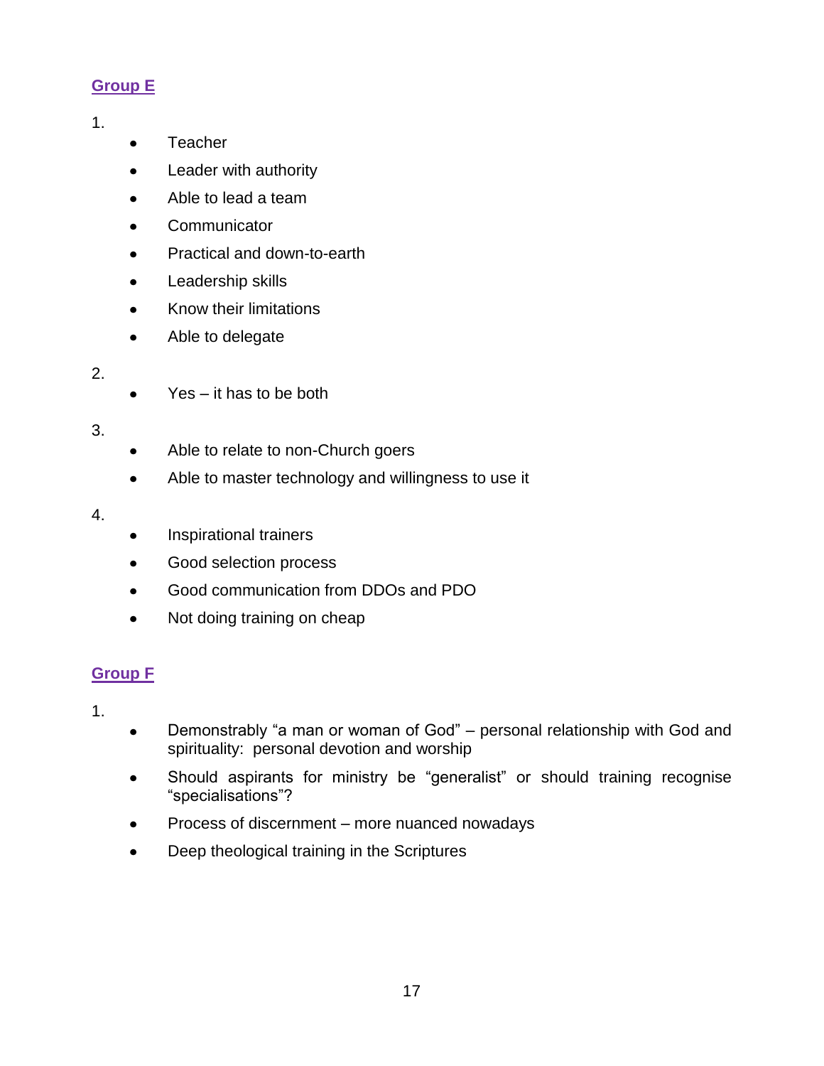## Group E

1.

- Teacher
- Leader with authority
- Able to lead a team
- Communicator
- Practical and down-to-earth
- Leadership skills
- Know their limitations
- Able to delegate

2.

- Yes – it has to be both

3.

- Able to relate to non-Church goers
- Able to master technology and willingness to use it

4.

- Inspirational trainers
- Good selection process
- Good communication from DDOs and PDO
- Not doing training on cheap

## Group F

1.

- Demonstrably "a man or woman of God" – personal relationship with God and spirituality: personal devotion and worship
- Should aspirants for ministry be "generalist" or should training recognise "specialisations"?
- Process of discernment – more nuanced nowadays
- Deep theological training in the Scriptures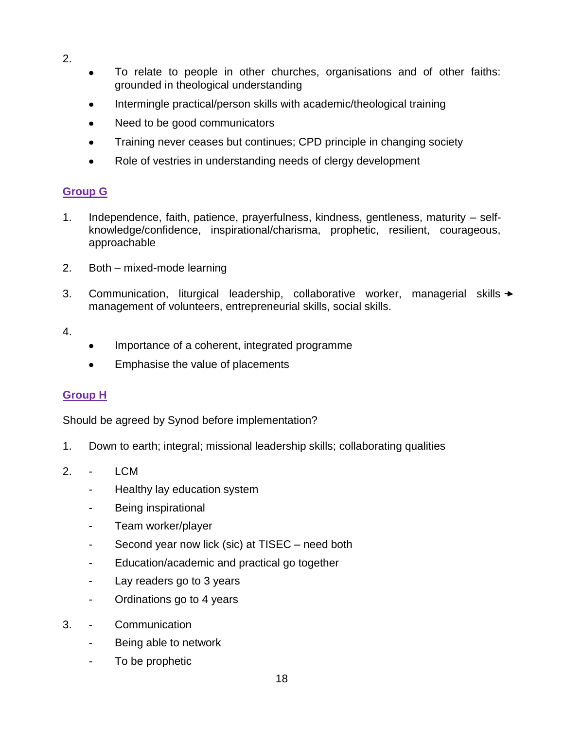2.

- To relate to people in other churches, organisations and of other faiths: grounded in theological understanding
- Intermingle practical/person skills with academic/theological training
- Need to be good communicators
- Training never ceases but continues; CPD principle in changing society
- Role of vestries in understanding needs of clergy development

## Group G

1. Independence, faith, patience, prayerfulness, kindness, gentleness, maturity – self-knowledge/confidence, inspirational/charisma, prophetic, resilient, courageous, approachable

2. Both – mixed-mode learning

3. Communication, liturgical leadership, collaborative worker, managerial skills → management of volunteers, entrepreneurial skills, social skills.

4.

- Importance of a coherent, integrated programme
- Emphasise the value of placements

## Group H

Should be agreed by Synod before implementation?

1. Down to earth; integral; missional leadership skills; collaborating qualities

2. - LCM
   - Healthy lay education system
   - Being inspirational
   - Team worker/player
   - Second year now lick (sic) at TISEC – need both
   - Education/academic and practical go together
   - Lay readers go to 3 years
   - Ordinations go to 4 years

3. - Communication
   - Being able to network
   - To be prophetic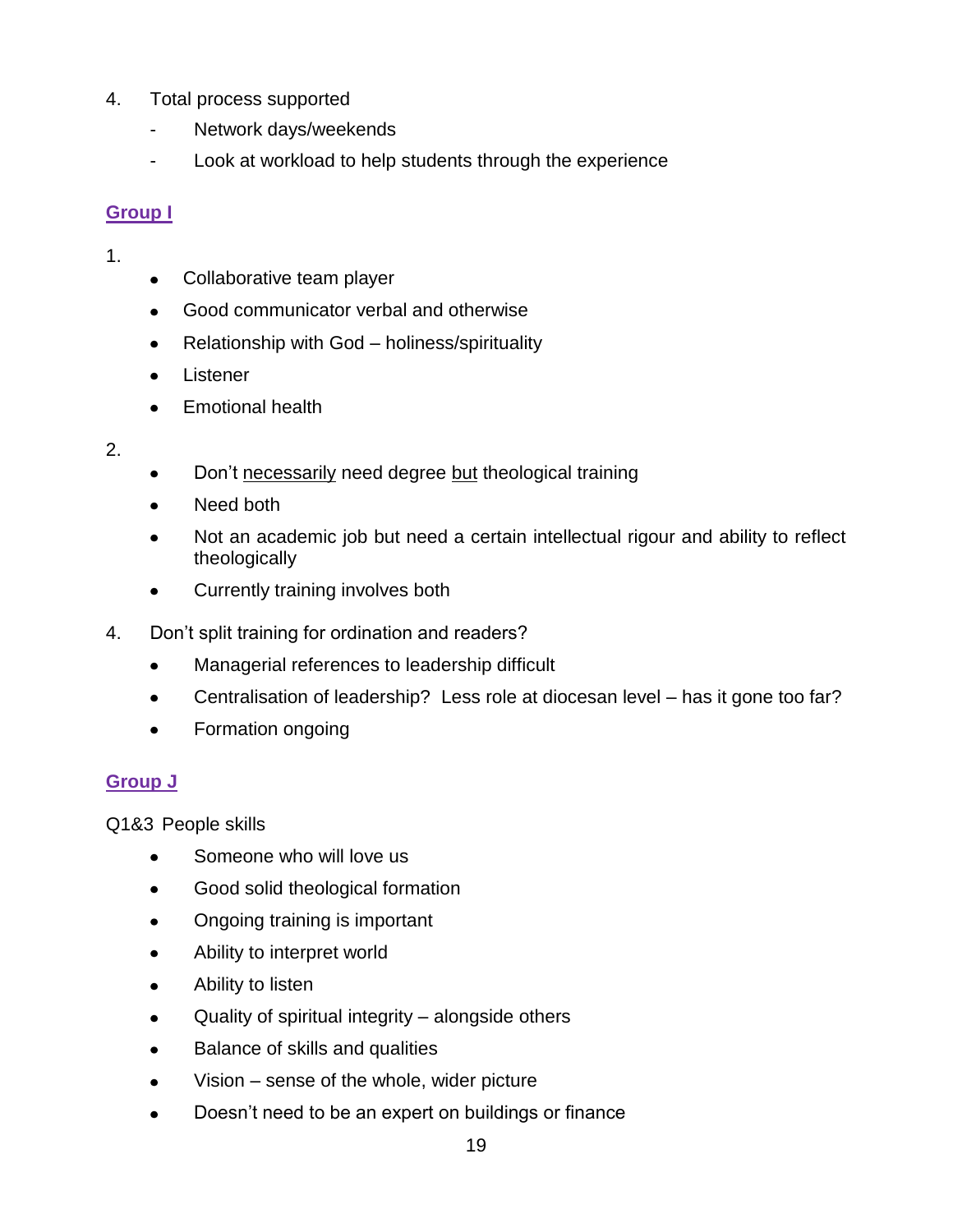4. Total process supported
   - Network days/weekends
   - Look at workload to help students through the experience

## Group I

1.
   - Collaborative team player
   - Good communicator verbal and otherwise
   - Relationship with God – holiness/spirituality
   - Listener
   - Emotional health

2.
   - Don't <u>necessarily</u> need degree <u>but</u> theological training
   - Need both
   - Not an academic job but need a certain intellectual rigour and ability to reflect theologically
   - Currently training involves both

4. Don't split training for ordination and readers?
   - Managerial references to leadership difficult
   - Centralisation of leadership? Less role at diocesan level – has it gone too far?
   - Formation ongoing

## Group J

Q1&3 People skills

- Someone who will love us
- Good solid theological formation
- Ongoing training is important
- Ability to interpret world
- Ability to listen
- Quality of spiritual integrity – alongside others
- Balance of skills and qualities
- Vision – sense of the whole, wider picture
- Doesn't need to be an expert on buildings or finance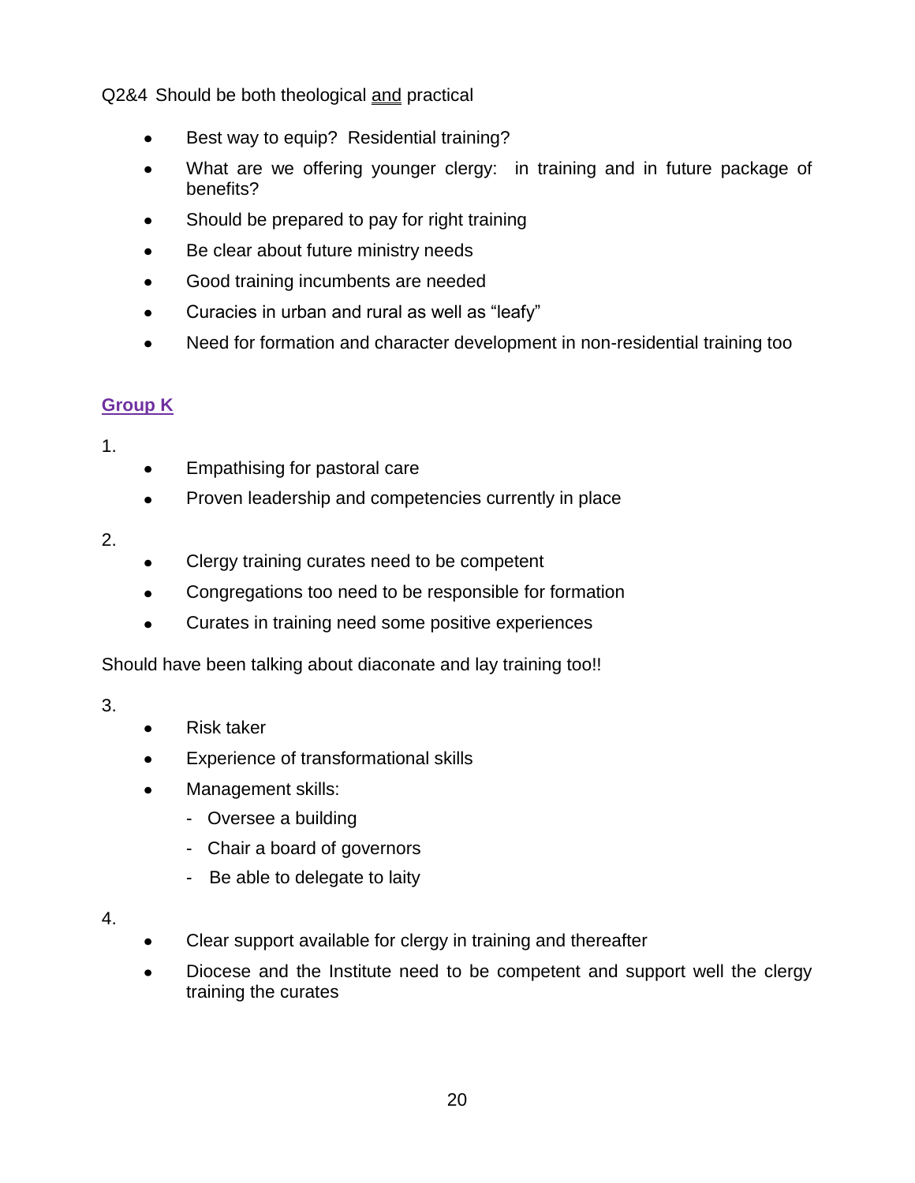Q2&4 Should be both theological <u>and</u> practical

- Best way to equip? Residential training?
- What are we offering younger clergy: in training and in future package of benefits?
- Should be prepared to pay for right training
- Be clear about future ministry needs
- Good training incumbents are needed
- Curacies in urban and rural as well as "leafy"
- Need for formation and character development in non-residential training too

## Group K

1.

- Empathising for pastoral care
- Proven leadership and competencies currently in place

2.

- Clergy training curates need to be competent
- Congregations too need to be responsible for formation
- Curates in training need some positive experiences

Should have been talking about diaconate and lay training too!!

3.

- Risk taker
- Experience of transformational skills
- Management skills:
  - Oversee a building
  - Chair a board of governors
  - Be able to delegate to laity

4.

- Clear support available for clergy in training and thereafter
- Diocese and the Institute need to be competent and support well the clergy training the curates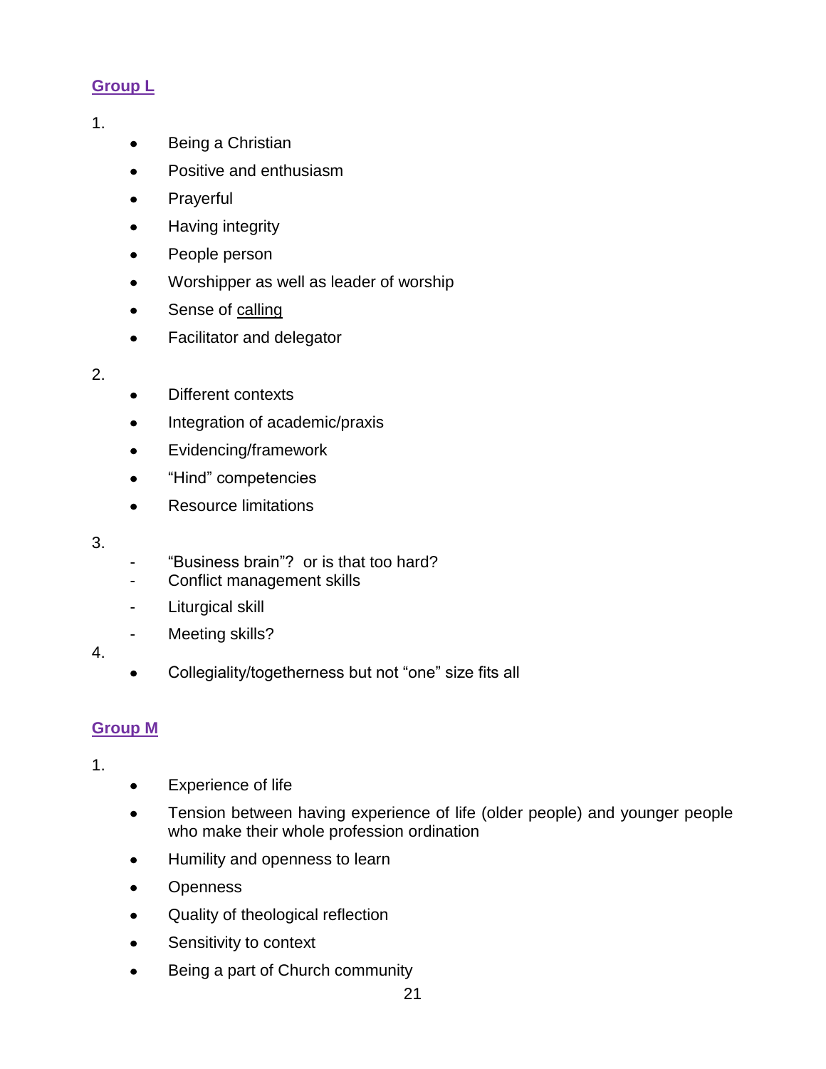## Group L

1.

- Being a Christian
- Positive and enthusiasm
- Prayerful
- Having integrity
- People person
- Worshipper as well as leader of worship
- Sense of calling
- Facilitator and delegator

2.

- Different contexts
- Integration of academic/praxis
- Evidencing/framework
- "Hind" competencies
- Resource limitations

3.

- "Business brain"? or is that too hard?
- Conflict management skills
- Liturgical skill
- Meeting skills?

4.

- Collegiality/togetherness but not "one" size fits all

## Group M

1.

- Experience of life
- Tension between having experience of life (older people) and younger people who make their whole profession ordination
- Humility and openness to learn
- Openness
- Quality of theological reflection
- Sensitivity to context
- Being a part of Church community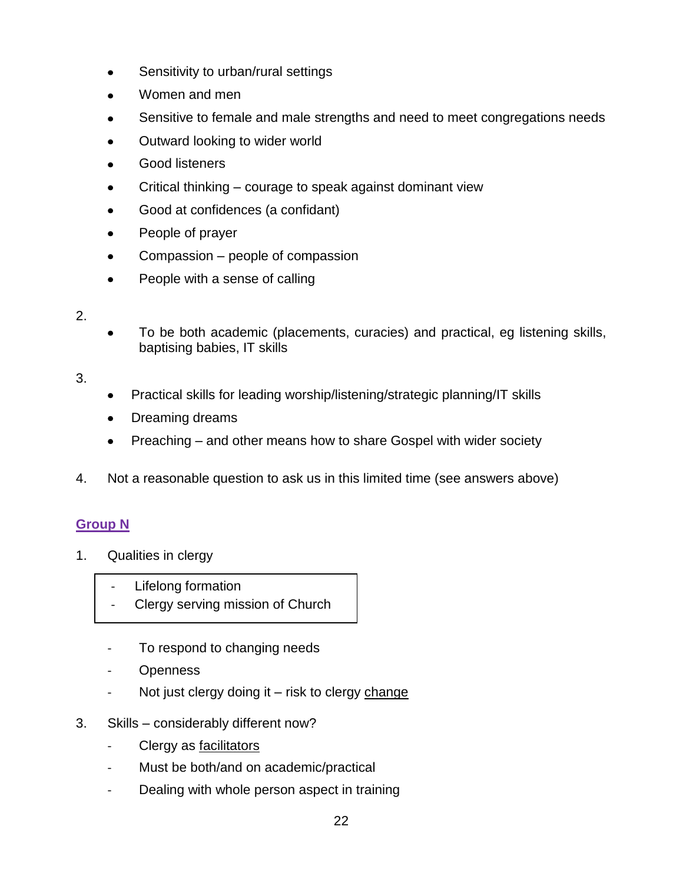- Sensitivity to urban/rural settings
- Women and men
- Sensitive to female and male strengths and need to meet congregations needs
- Outward looking to wider world
- Good listeners
- Critical thinking – courage to speak against dominant view
- Good at confidences (a confidant)
- People of prayer
- Compassion – people of compassion
- People with a sense of calling

2.

- To be both academic (placements, curacies) and practical, eg listening skills, baptising babies, IT skills

3.

- Practical skills for leading worship/listening/strategic planning/IT skills
- Dreaming dreams
- Preaching – and other means how to share Gospel with wider society

4. Not a reasonable question to ask us in this limited time (see answers above)

## Group N

1. Qualities in clergy

| - Lifelong formation<br>- Clergy serving mission of Church |
|---|

- To respond to changing needs
- Openness
- Not just clergy doing it – risk to clergy change

3. Skills – considerably different now?
    - Clergy as facilitators
    - Must be both/and on academic/practical
    - Dealing with whole person aspect in training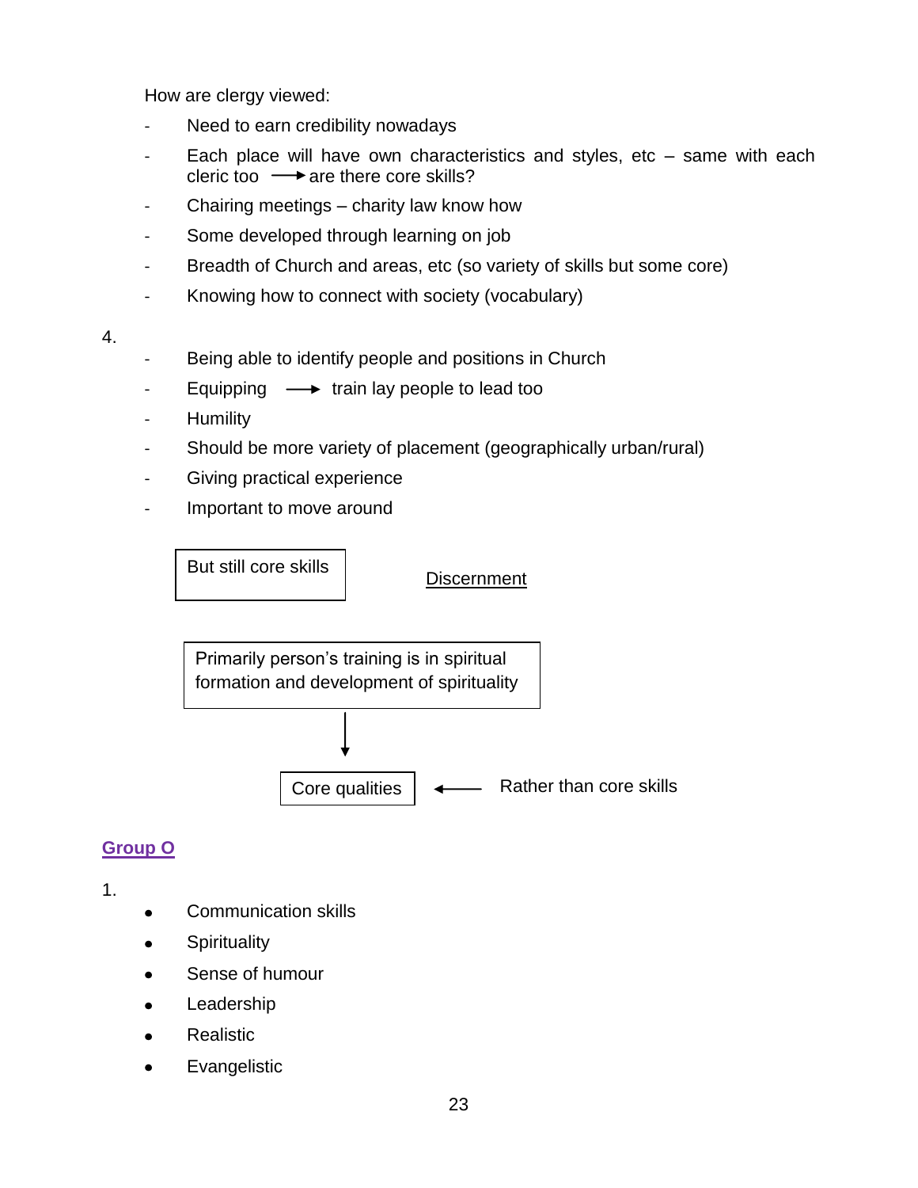How are clergy viewed:

- Need to earn credibility nowadays
- Each place will have own characteristics and styles, etc – same with each cleric too → are there core skills?
- Chairing meetings – charity law know how
- Some developed through learning on job
- Breadth of Church and areas, etc (so variety of skills but some core)
- Knowing how to connect with society (vocabulary)

4.

- Being able to identify people and positions in Church
- Equipping → train lay people to lead too
- Humility
- Should be more variety of placement (geographically urban/rural)
- Giving practical experience
- Important to move around

But still core skills

Discernment

Primarily person's training is in spiritual formation and development of spirituality

↓

Core qualities ← Rather than core skills

## Group O

1.

- Communication skills
- Spirituality
- Sense of humour
- Leadership
- Realistic
- Evangelistic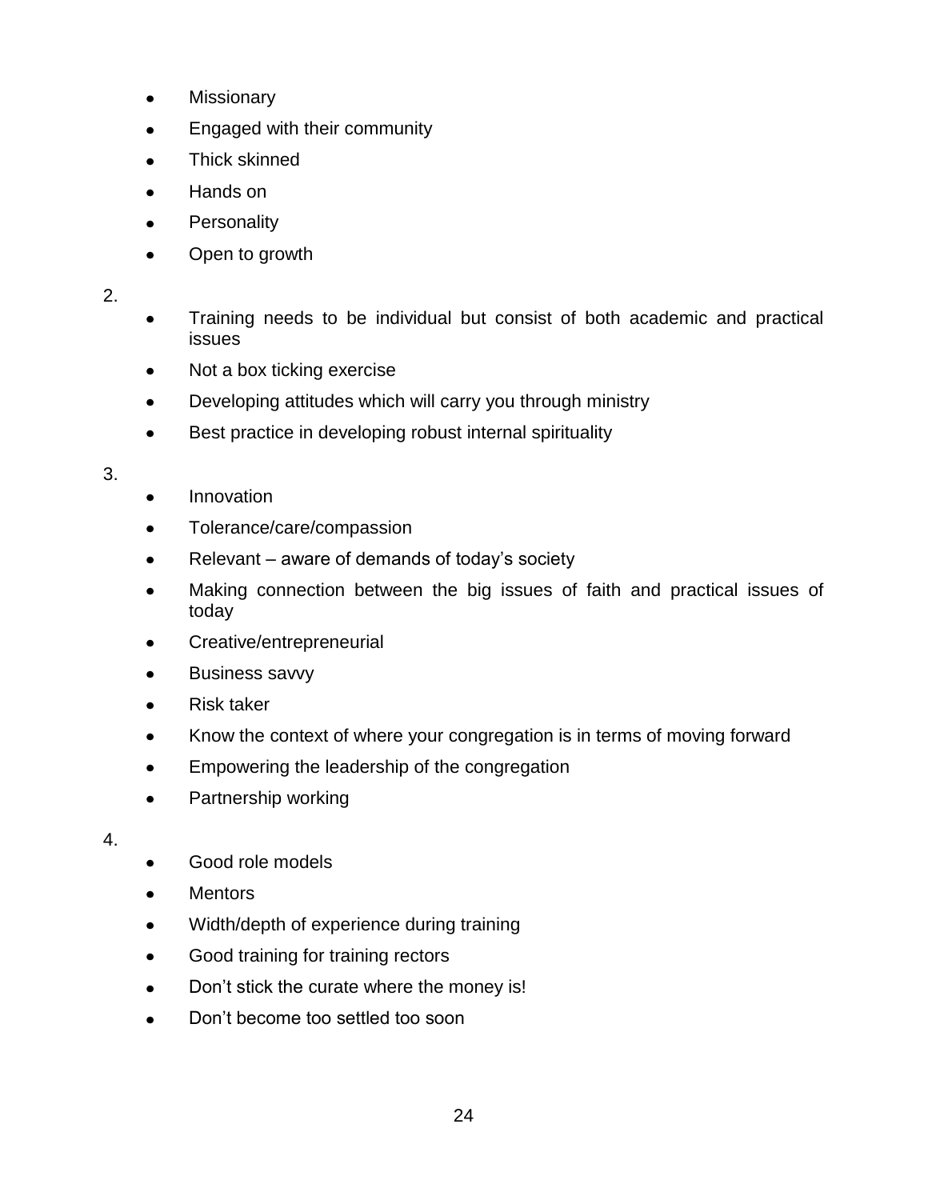- Missionary
- Engaged with their community
- Thick skinned
- Hands on
- Personality
- Open to growth

2.

- Training needs to be individual but consist of both academic and practical issues
- Not a box ticking exercise
- Developing attitudes which will carry you through ministry
- Best practice in developing robust internal spirituality

3.

- Innovation
- Tolerance/care/compassion
- Relevant – aware of demands of today's society
- Making connection between the big issues of faith and practical issues of today
- Creative/entrepreneurial
- Business savvy
- Risk taker
- Know the context of where your congregation is in terms of moving forward
- Empowering the leadership of the congregation
- Partnership working

4.

- Good role models
- Mentors
- Width/depth of experience during training
- Good training for training rectors
- Don't stick the curate where the money is!
- Don't become too settled too soon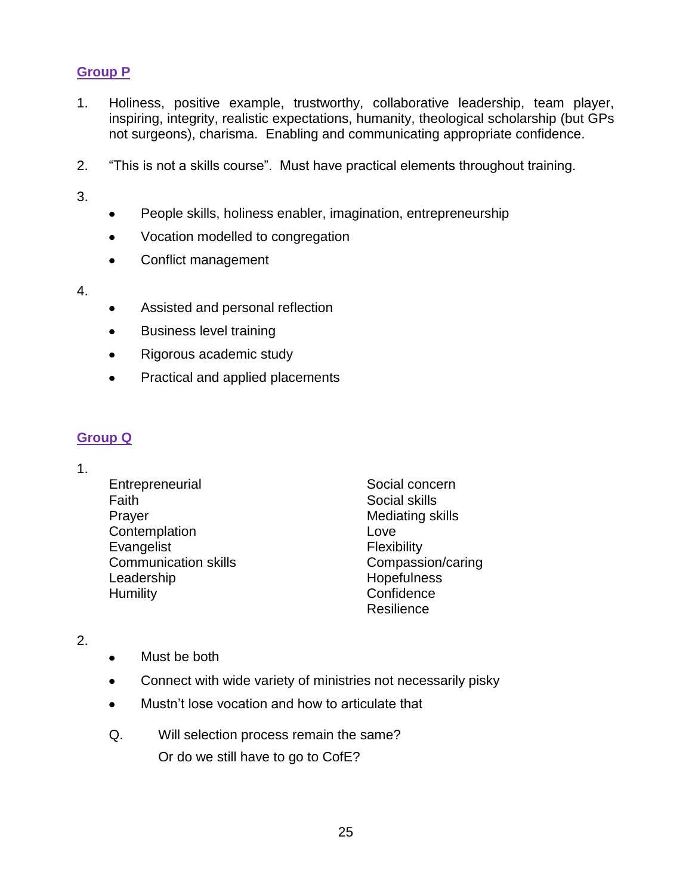## Group P

1. Holiness, positive example, trustworthy, collaborative leadership, team player, inspiring, integrity, realistic expectations, humanity, theological scholarship (but GPs not surgeons), charisma. Enabling and communicating appropriate confidence.

2. "This is not a skills course". Must have practical elements throughout training.

3.
   - People skills, holiness enabler, imagination, entrepreneurship
   - Vocation modelled to congregation
   - Conflict management

4.
   - Assisted and personal reflection
   - Business level training
   - Rigorous academic study
   - Practical and applied placements

## Group Q

1.

   Entrepreneurial
   Faith
   Prayer
   Contemplation
   Evangelist
   Communication skills
   Leadership
   Humility
   Social concern
   Social skills
   Mediating skills
   Love
   Flexibility
   Compassion/caring
   Hopefulness
   Confidence
   Resilience

2.
   - Must be both
   - Connect with wide variety of ministries not necessarily pisky
   - Mustn't lose vocation and how to articulate that

   Q. Will selection process remain the same?
   Or do we still have to go to CofE?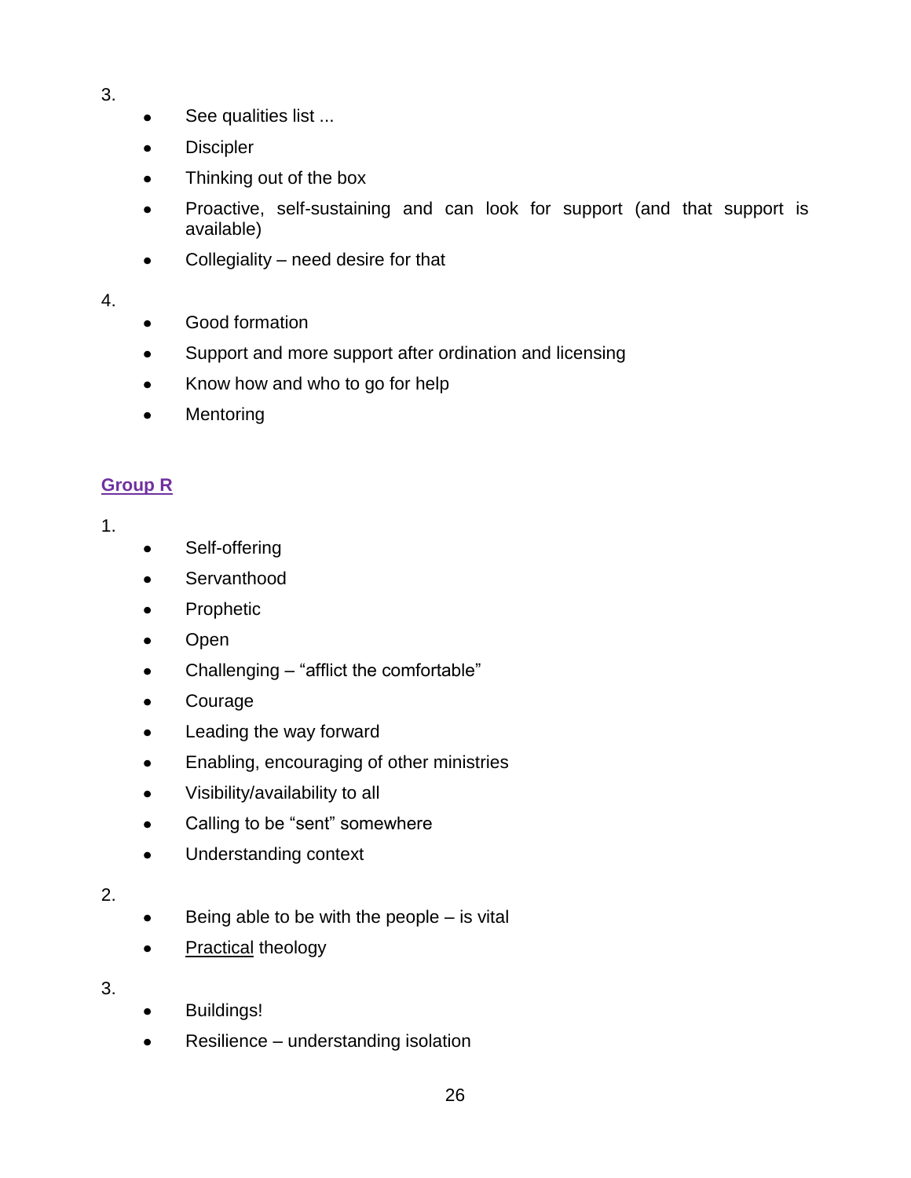3.

- See qualities list ...
- Discipler
- Thinking out of the box
- Proactive, self-sustaining and can look for support (and that support is available)
- Collegiality – need desire for that

4.

- Good formation
- Support and more support after ordination and licensing
- Know how and who to go for help
- Mentoring

## Group R

1.

- Self-offering
- Servanthood
- Prophetic
- Open
- Challenging – “afflict the comfortable”
- Courage
- Leading the way forward
- Enabling, encouraging of other ministries
- Visibility/availability to all
- Calling to be “sent” somewhere
- Understanding context

2.

- Being able to be with the people – is vital
- Practical theology

3.

- Buildings!
- Resilience – understanding isolation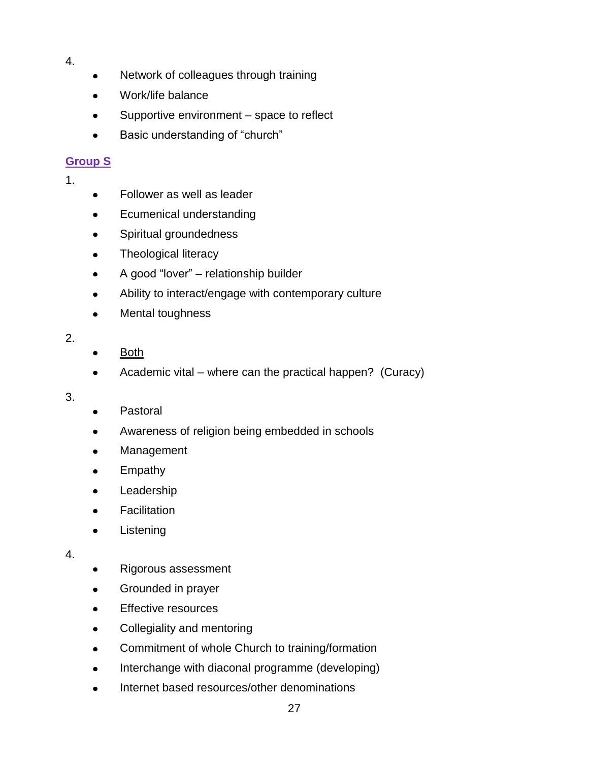4.

- Network of colleagues through training
- Work/life balance
- Supportive environment – space to reflect
- Basic understanding of "church"

## Group S

1.

- Follower as well as leader
- Ecumenical understanding
- Spiritual groundedness
- Theological literacy
- A good "lover" – relationship builder
- Ability to interact/engage with contemporary culture
- Mental toughness

2.

- Both
- Academic vital – where can the practical happen? (Curacy)

3.

- Pastoral
- Awareness of religion being embedded in schools
- Management
- Empathy
- Leadership
- Facilitation
- Listening

4.

- Rigorous assessment
- Grounded in prayer
- Effective resources
- Collegiality and mentoring
- Commitment of whole Church to training/formation
- Interchange with diaconal programme (developing)
- Internet based resources/other denominations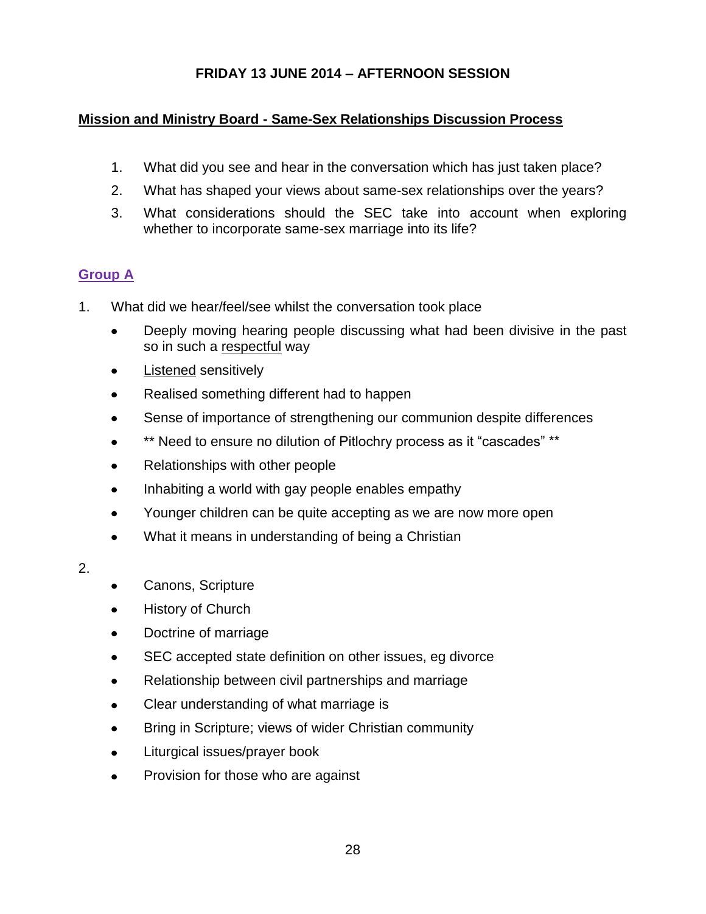**FRIDAY 13 JUNE 2014 – AFTERNOON SESSION**

**Mission and Ministry Board - Same-Sex Relationships Discussion Process**

1. What did you see and hear in the conversation which has just taken place?
2. What has shaped your views about same-sex relationships over the years?
3. What considerations should the SEC take into account when exploring whether to incorporate same-sex marriage into its life?

## Group A

1. What did we hear/feel/see whilst the conversation took place

   - Deeply moving hearing people discussing what had been divisive in the past so in such a respectful way
   - Listened sensitively
   - Realised something different had to happen
   - Sense of importance of strengthening our communion despite differences
   - ** Need to ensure no dilution of Pitlochry process as it "cascades" **
   - Relationships with other people
   - Inhabiting a world with gay people enables empathy
   - Younger children can be quite accepting as we are now more open
   - What it means in understanding of being a Christian

2.

   - Canons, Scripture
   - History of Church
   - Doctrine of marriage
   - SEC accepted state definition on other issues, eg divorce
   - Relationship between civil partnerships and marriage
   - Clear understanding of what marriage is
   - Bring in Scripture; views of wider Christian community
   - Liturgical issues/prayer book
   - Provision for those who are against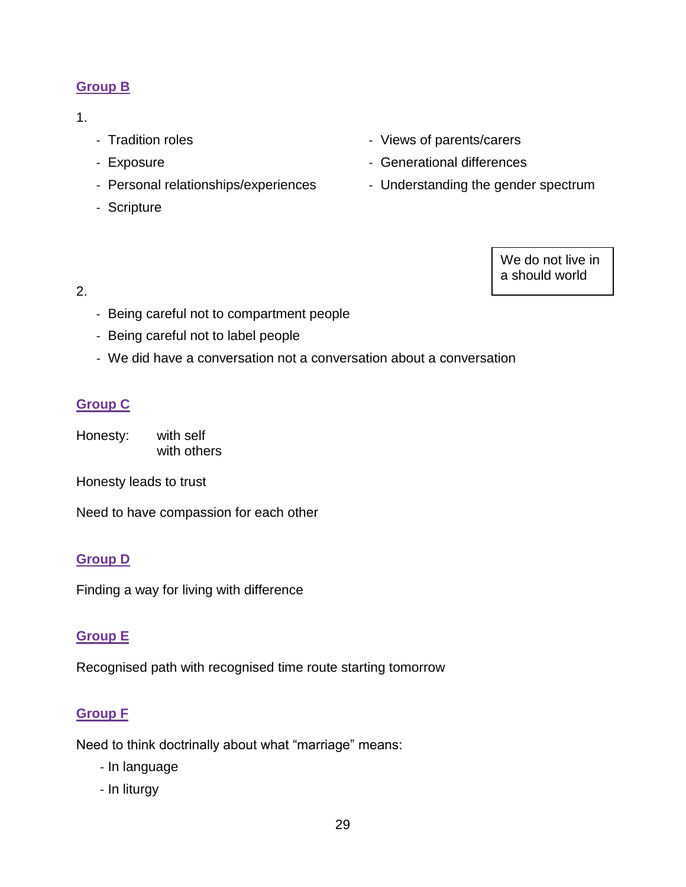## Group B

1.

- Tradition roles
- Exposure
- Personal relationships/experiences
- Scripture
- Views of parents/carers
- Generational differences
- Understanding the gender spectrum

> We do not live in a should world

2.

- Being careful not to compartment people
- Being careful not to label people
- We did have a conversation not a conversation about a conversation

## Group C

Honesty: with self
with others

Honesty leads to trust

Need to have compassion for each other

## Group D

Finding a way for living with difference

## Group E

Recognised path with recognised time route starting tomorrow

## Group F

Need to think doctrinally about what "marriage" means:

- In language
- In liturgy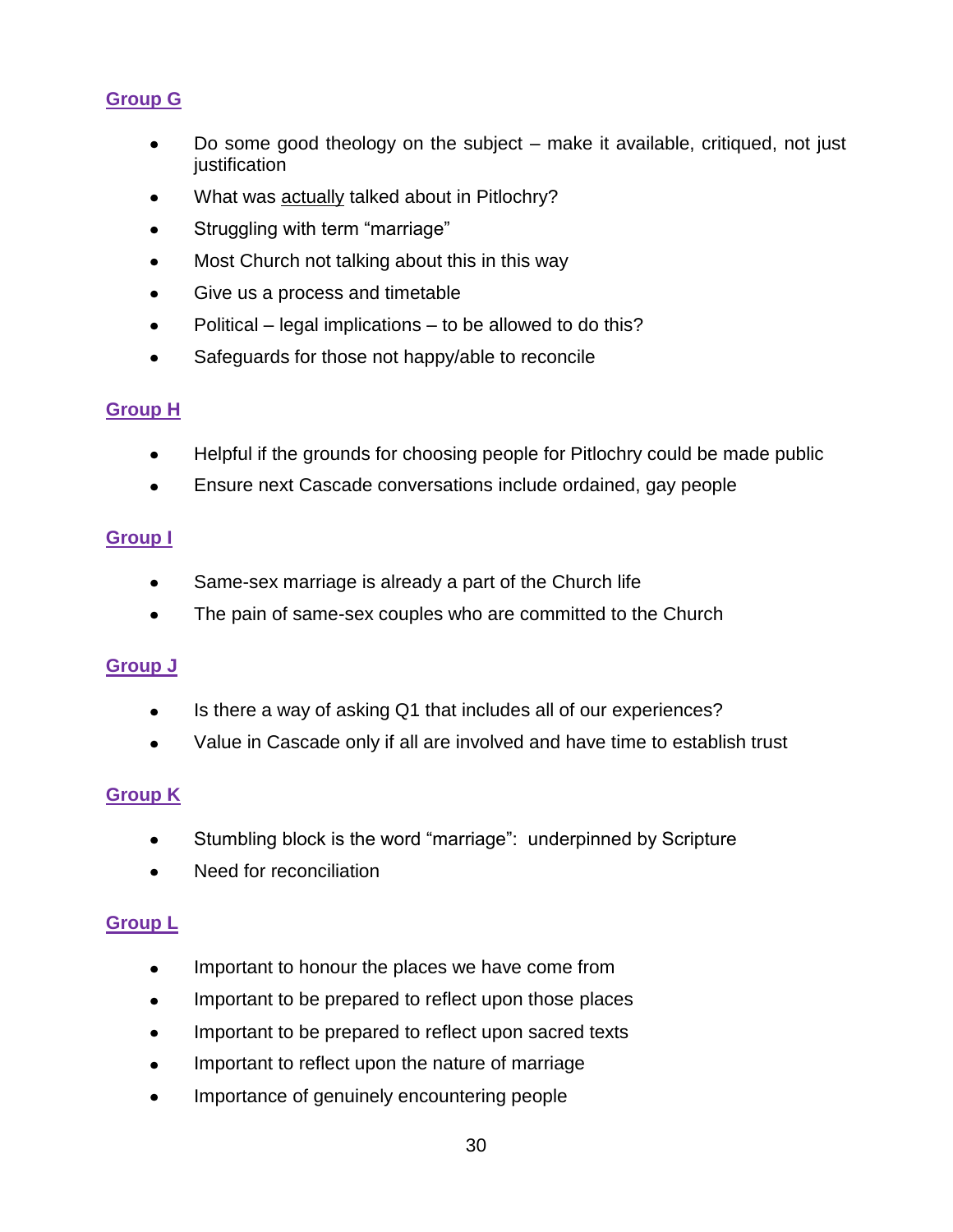### Group G

- Do some good theology on the subject – make it available, critiqued, not just justification
- What was actually talked about in Pitlochry?
- Struggling with term "marriage"
- Most Church not talking about this in this way
- Give us a process and timetable
- Political – legal implications – to be allowed to do this?
- Safeguards for those not happy/able to reconcile

### Group H

- Helpful if the grounds for choosing people for Pitlochry could be made public
- Ensure next Cascade conversations include ordained, gay people

### Group I

- Same-sex marriage is already a part of the Church life
- The pain of same-sex couples who are committed to the Church

### Group J

- Is there a way of asking Q1 that includes all of our experiences?
- Value in Cascade only if all are involved and have time to establish trust

### Group K

- Stumbling block is the word "marriage": underpinned by Scripture
- Need for reconciliation

### Group L

- Important to honour the places we have come from
- Important to be prepared to reflect upon those places
- Important to be prepared to reflect upon sacred texts
- Important to reflect upon the nature of marriage
- Importance of genuinely encountering people